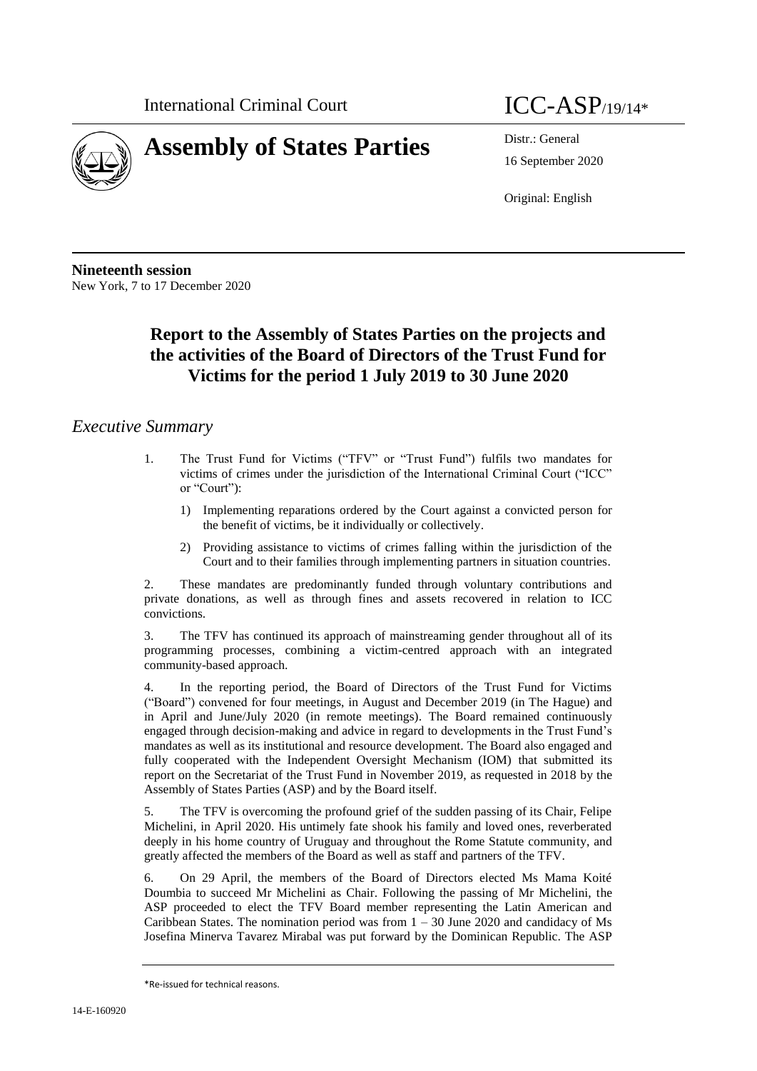International Criminal Court ICC-ASP/19/14*

# Assembly of States Parties

Distr.: General
16 September 2020

Original: English

**Nineteenth session**
New York, 7 to 17 December 2020

## Report to the Assembly of States Parties on the projects and the activities of the Board of Directors of the Trust Fund for Victims for the period 1 July 2019 to 30 June 2020

## *Executive Summary*

1. The Trust Fund for Victims ("TFV" or "Trust Fund") fulfils two mandates for victims of crimes under the jurisdiction of the International Criminal Court ("ICC" or "Court"):

   1) Implementing reparations ordered by the Court against a convicted person for the benefit of victims, be it individually or collectively.

   2) Providing assistance to victims of crimes falling within the jurisdiction of the Court and to their families through implementing partners in situation countries.

2. These mandates are predominantly funded through voluntary contributions and private donations, as well as through fines and assets recovered in relation to ICC convictions.

3. The TFV has continued its approach of mainstreaming gender throughout all of its programming processes, combining a victim-centred approach with an integrated community-based approach.

4. In the reporting period, the Board of Directors of the Trust Fund for Victims ("Board") convened for four meetings, in August and December 2019 (in The Hague) and in April and June/July 2020 (in remote meetings). The Board remained continuously engaged through decision-making and advice in regard to developments in the Trust Fund's mandates as well as its institutional and resource development. The Board also engaged and fully cooperated with the Independent Oversight Mechanism (IOM) that submitted its report on the Secretariat of the Trust Fund in November 2019, as requested in 2018 by the Assembly of States Parties (ASP) and by the Board itself.

5. The TFV is overcoming the profound grief of the sudden passing of its Chair, Felipe Michelini, in April 2020. His untimely fate shook his family and loved ones, reverberated deeply in his home country of Uruguay and throughout the Rome Statute community, and greatly affected the members of the Board as well as staff and partners of the TFV.

6. On 29 April, the members of the Board of Directors elected Ms Mama Koité Doumbia to succeed Mr Michelini as Chair. Following the passing of Mr Michelini, the ASP proceeded to elect the TFV Board member representing the Latin American and Caribbean States. The nomination period was from 1 – 30 June 2020 and candidacy of Ms Josefina Minerva Tavarez Mirabal was put forward by the Dominican Republic. The ASP

\*Re-issued for technical reasons.

14-E-160920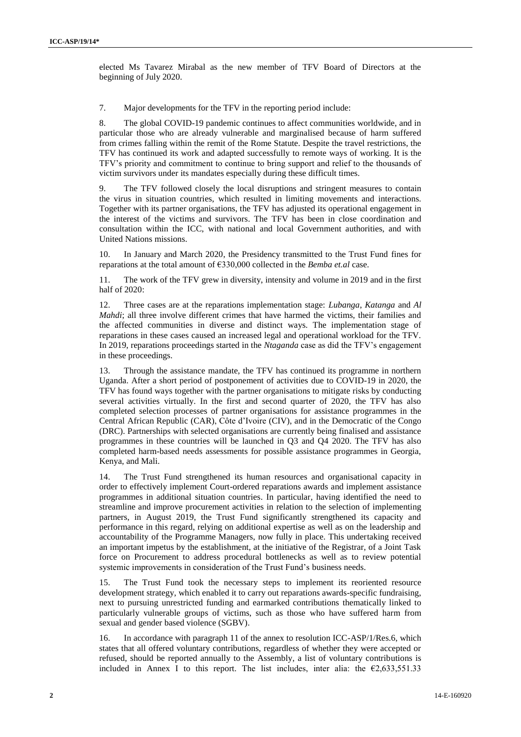elected Ms Tavarez Mirabal as the new member of TFV Board of Directors at the beginning of July 2020.

7. Major developments for the TFV in the reporting period include:

8. The global COVID-19 pandemic continues to affect communities worldwide, and in particular those who are already vulnerable and marginalised because of harm suffered from crimes falling within the remit of the Rome Statute. Despite the travel restrictions, the TFV has continued its work and adapted successfully to remote ways of working. It is the TFV's priority and commitment to continue to bring support and relief to the thousands of victim survivors under its mandates especially during these difficult times.

9. The TFV followed closely the local disruptions and stringent measures to contain the virus in situation countries, which resulted in limiting movements and interactions. Together with its partner organisations, the TFV has adjusted its operational engagement in the interest of the victims and survivors. The TFV has been in close coordination and consultation within the ICC, with national and local Government authorities, and with United Nations missions.

10. In January and March 2020, the Presidency transmitted to the Trust Fund fines for reparations at the total amount of €330,000 collected in the *Bemba et.al* case.

11. The work of the TFV grew in diversity, intensity and volume in 2019 and in the first half of 2020:

12. Three cases are at the reparations implementation stage: *Lubanga*, *Katanga* and *Al Mahdi*; all three involve different crimes that have harmed the victims, their families and the affected communities in diverse and distinct ways. The implementation stage of reparations in these cases caused an increased legal and operational workload for the TFV. In 2019, reparations proceedings started in the *Ntaganda* case as did the TFV's engagement in these proceedings.

13. Through the assistance mandate, the TFV has continued its programme in northern Uganda. After a short period of postponement of activities due to COVID-19 in 2020, the TFV has found ways together with the partner organisations to mitigate risks by conducting several activities virtually. In the first and second quarter of 2020, the TFV has also completed selection processes of partner organisations for assistance programmes in the Central African Republic (CAR), Côte d'Ivoire (CIV), and in the Democratic of the Congo (DRC). Partnerships with selected organisations are currently being finalised and assistance programmes in these countries will be launched in Q3 and Q4 2020. The TFV has also completed harm-based needs assessments for possible assistance programmes in Georgia, Kenya, and Mali.

14. The Trust Fund strengthened its human resources and organisational capacity in order to effectively implement Court-ordered reparations awards and implement assistance programmes in additional situation countries. In particular, having identified the need to streamline and improve procurement activities in relation to the selection of implementing partners, in August 2019, the Trust Fund significantly strengthened its capacity and performance in this regard, relying on additional expertise as well as on the leadership and accountability of the Programme Managers, now fully in place. This undertaking received an important impetus by the establishment, at the initiative of the Registrar, of a Joint Task force on Procurement to address procedural bottlenecks as well as to review potential systemic improvements in consideration of the Trust Fund's business needs.

15. The Trust Fund took the necessary steps to implement its reoriented resource development strategy, which enabled it to carry out reparations awards-specific fundraising, next to pursuing unrestricted funding and earmarked contributions thematically linked to particularly vulnerable groups of victims, such as those who have suffered harm from sexual and gender based violence (SGBV).

16. In accordance with paragraph 11 of the annex to resolution ICC-ASP/1/Res.6, which states that all offered voluntary contributions, regardless of whether they were accepted or refused, should be reported annually to the Assembly, a list of voluntary contributions is included in Annex I to this report. The list includes, inter alia: the €2,633,551.33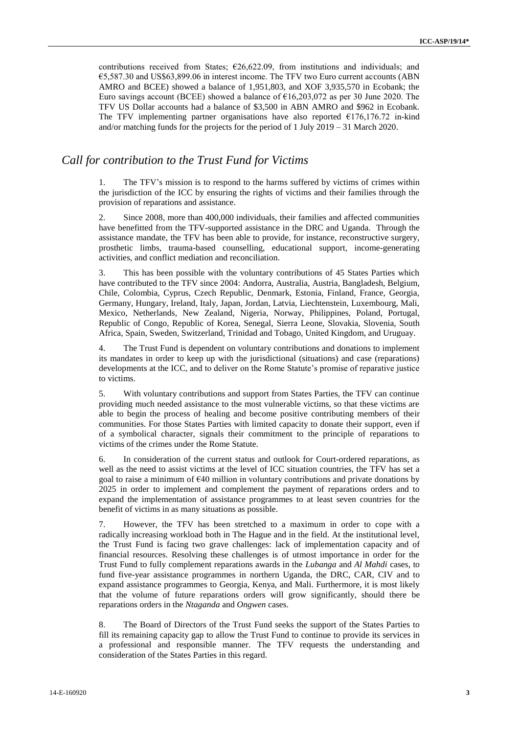contributions received from States; €26,622.09, from institutions and individuals; and €5,587.30 and US$63,899.06 in interest income. The TFV two Euro current accounts (ABN AMRO and BCEE) showed a balance of 1,951,803, and XOF 3,935,570 in Ecobank; the Euro savings account (BCEE) showed a balance of €16,203,072 as per 30 June 2020. The TFV US Dollar accounts had a balance of $3,500 in ABN AMRO and $962 in Ecobank. The TFV implementing partner organisations have also reported €176,176.72 in-kind and/or matching funds for the projects for the period of 1 July 2019 – 31 March 2020.

## *Call for contribution to the Trust Fund for Victims*

1. The TFV's mission is to respond to the harms suffered by victims of crimes within the jurisdiction of the ICC by ensuring the rights of victims and their families through the provision of reparations and assistance.

2. Since 2008, more than 400,000 individuals, their families and affected communities have benefitted from the TFV-supported assistance in the DRC and Uganda. Through the assistance mandate, the TFV has been able to provide, for instance, reconstructive surgery, prosthetic limbs, trauma-based counselling, educational support, income-generating activities, and conflict mediation and reconciliation.

3. This has been possible with the voluntary contributions of 45 States Parties which have contributed to the TFV since 2004: Andorra, Australia, Austria, Bangladesh, Belgium, Chile, Colombia, Cyprus, Czech Republic, Denmark, Estonia, Finland, France, Georgia, Germany, Hungary, Ireland, Italy, Japan, Jordan, Latvia, Liechtenstein, Luxembourg, Mali, Mexico, Netherlands, New Zealand, Nigeria, Norway, Philippines, Poland, Portugal, Republic of Congo, Republic of Korea, Senegal, Sierra Leone, Slovakia, Slovenia, South Africa, Spain, Sweden, Switzerland, Trinidad and Tobago, United Kingdom, and Uruguay.

4. The Trust Fund is dependent on voluntary contributions and donations to implement its mandates in order to keep up with the jurisdictional (situations) and case (reparations) developments at the ICC, and to deliver on the Rome Statute's promise of reparative justice to victims.

5. With voluntary contributions and support from States Parties, the TFV can continue providing much needed assistance to the most vulnerable victims, so that these victims are able to begin the process of healing and become positive contributing members of their communities. For those States Parties with limited capacity to donate their support, even if of a symbolical character, signals their commitment to the principle of reparations to victims of the crimes under the Rome Statute.

6. In consideration of the current status and outlook for Court-ordered reparations, as well as the need to assist victims at the level of ICC situation countries, the TFV has set a goal to raise a minimum of €40 million in voluntary contributions and private donations by 2025 in order to implement and complement the payment of reparations orders and to expand the implementation of assistance programmes to at least seven countries for the benefit of victims in as many situations as possible.

7. However, the TFV has been stretched to a maximum in order to cope with a radically increasing workload both in The Hague and in the field. At the institutional level, the Trust Fund is facing two grave challenges: lack of implementation capacity and of financial resources. Resolving these challenges is of utmost importance in order for the Trust Fund to fully complement reparations awards in the *Lubanga* and *Al Mahdi* cases, to fund five-year assistance programmes in northern Uganda, the DRC, CAR, CIV and to expand assistance programmes to Georgia, Kenya, and Mali. Furthermore, it is most likely that the volume of future reparations orders will grow significantly, should there be reparations orders in the *Ntaganda* and *Ongwen* cases.

8. The Board of Directors of the Trust Fund seeks the support of the States Parties to fill its remaining capacity gap to allow the Trust Fund to continue to provide its services in a professional and responsible manner. The TFV requests the understanding and consideration of the States Parties in this regard.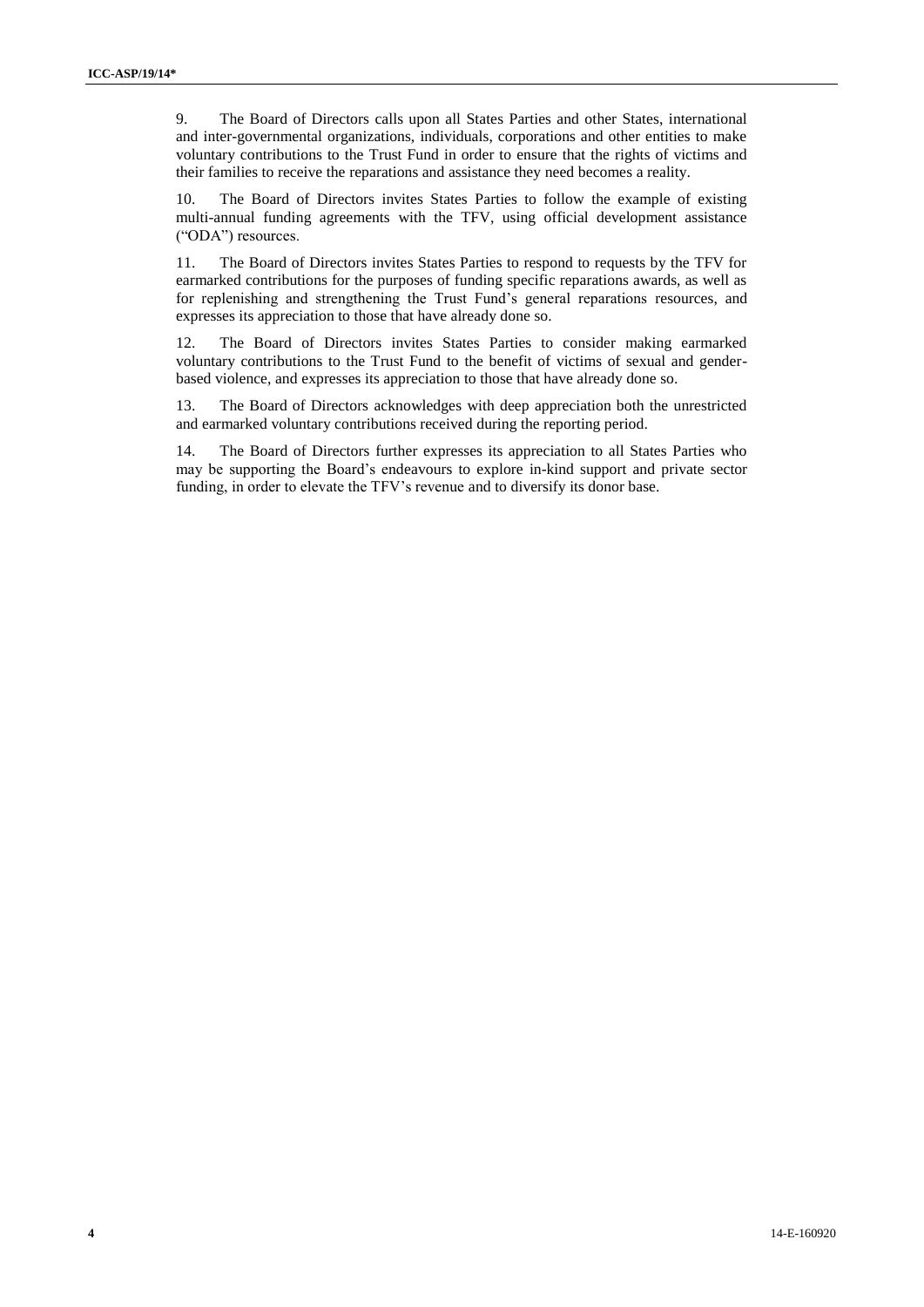9. The Board of Directors calls upon all States Parties and other States, international and inter-governmental organizations, individuals, corporations and other entities to make voluntary contributions to the Trust Fund in order to ensure that the rights of victims and their families to receive the reparations and assistance they need becomes a reality.

10. The Board of Directors invites States Parties to follow the example of existing multi-annual funding agreements with the TFV, using official development assistance ("ODA") resources.

11. The Board of Directors invites States Parties to respond to requests by the TFV for earmarked contributions for the purposes of funding specific reparations awards, as well as for replenishing and strengthening the Trust Fund's general reparations resources, and expresses its appreciation to those that have already done so.

12. The Board of Directors invites States Parties to consider making earmarked voluntary contributions to the Trust Fund to the benefit of victims of sexual and gender-based violence, and expresses its appreciation to those that have already done so.

13. The Board of Directors acknowledges with deep appreciation both the unrestricted and earmarked voluntary contributions received during the reporting period.

14. The Board of Directors further expresses its appreciation to all States Parties who may be supporting the Board's endeavours to explore in-kind support and private sector funding, in order to elevate the TFV's revenue and to diversify its donor base.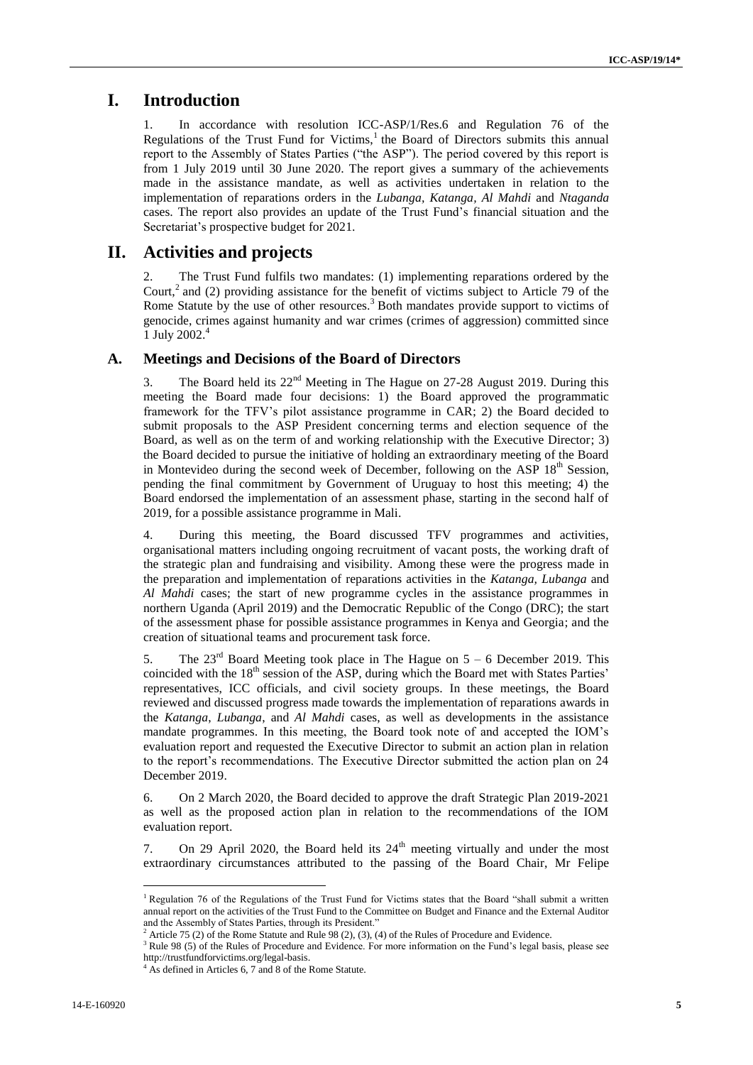# I. Introduction

1. In accordance with resolution ICC-ASP/1/Res.6 and Regulation 76 of the Regulations of the Trust Fund for Victims,[1] the Board of Directors submits this annual report to the Assembly of States Parties ("the ASP"). The period covered by this report is from 1 July 2019 until 30 June 2020. The report gives a summary of the achievements made in the assistance mandate, as well as activities undertaken in relation to the implementation of reparations orders in the *Lubanga, Katanga, Al Mahdi* and *Ntaganda* cases. The report also provides an update of the Trust Fund's financial situation and the Secretariat's prospective budget for 2021.

# II. Activities and projects

2. The Trust Fund fulfils two mandates: (1) implementing reparations ordered by the Court,[2] and (2) providing assistance for the benefit of victims subject to Article 79 of the Rome Statute by the use of other resources.[3] Both mandates provide support to victims of genocide, crimes against humanity and war crimes (crimes of aggression) committed since 1 July 2002.[4]

## A. Meetings and Decisions of the Board of Directors

3. The Board held its 22[nd] Meeting in The Hague on 27-28 August 2019. During this meeting the Board made four decisions: 1) the Board approved the programmatic framework for the TFV's pilot assistance programme in CAR; 2) the Board decided to submit proposals to the ASP President concerning terms and election sequence of the Board, as well as on the term of and working relationship with the Executive Director; 3) the Board decided to pursue the initiative of holding an extraordinary meeting of the Board in Montevideo during the second week of December, following on the ASP 18[th] Session, pending the final commitment by Government of Uruguay to host this meeting; 4) the Board endorsed the implementation of an assessment phase, starting in the second half of 2019, for a possible assistance programme in Mali.

4. During this meeting, the Board discussed TFV programmes and activities, organisational matters including ongoing recruitment of vacant posts, the working draft of the strategic plan and fundraising and visibility. Among these were the progress made in the preparation and implementation of reparations activities in the *Katanga, Lubanga* and *Al Mahdi* cases; the start of new programme cycles in the assistance programmes in northern Uganda (April 2019) and the Democratic Republic of the Congo (DRC); the start of the assessment phase for possible assistance programmes in Kenya and Georgia; and the creation of situational teams and procurement task force.

5. The 23[rd] Board Meeting took place in The Hague on 5 – 6 December 2019. This coincided with the 18[th] session of the ASP, during which the Board met with States Parties' representatives, ICC officials, and civil society groups. In these meetings, the Board reviewed and discussed progress made towards the implementation of reparations awards in the *Katanga, Lubanga*, and *Al Mahdi* cases, as well as developments in the assistance mandate programmes. In this meeting, the Board took note of and accepted the IOM's evaluation report and requested the Executive Director to submit an action plan in relation to the report's recommendations. The Executive Director submitted the action plan on 24 December 2019.

6. On 2 March 2020, the Board decided to approve the draft Strategic Plan 2019-2021 as well as the proposed action plan in relation to the recommendations of the IOM evaluation report.

7. On 29 April 2020, the Board held its 24[th] meeting virtually and under the most extraordinary circumstances attributed to the passing of the Board Chair, Mr Felipe

---

[1] Regulation 76 of the Regulations of the Trust Fund for Victims states that the Board "shall submit a written annual report on the activities of the Trust Fund to the Committee on Budget and Finance and the External Auditor and the Assembly of States Parties, through its President."

[2] Article 75 (2) of the Rome Statute and Rule 98 (2), (3), (4) of the Rules of Procedure and Evidence.

[3] Rule 98 (5) of the Rules of Procedure and Evidence. For more information on the Fund's legal basis, please see http://trustfundforvictims.org/legal-basis.

[4] As defined in Articles 6, 7 and 8 of the Rome Statute.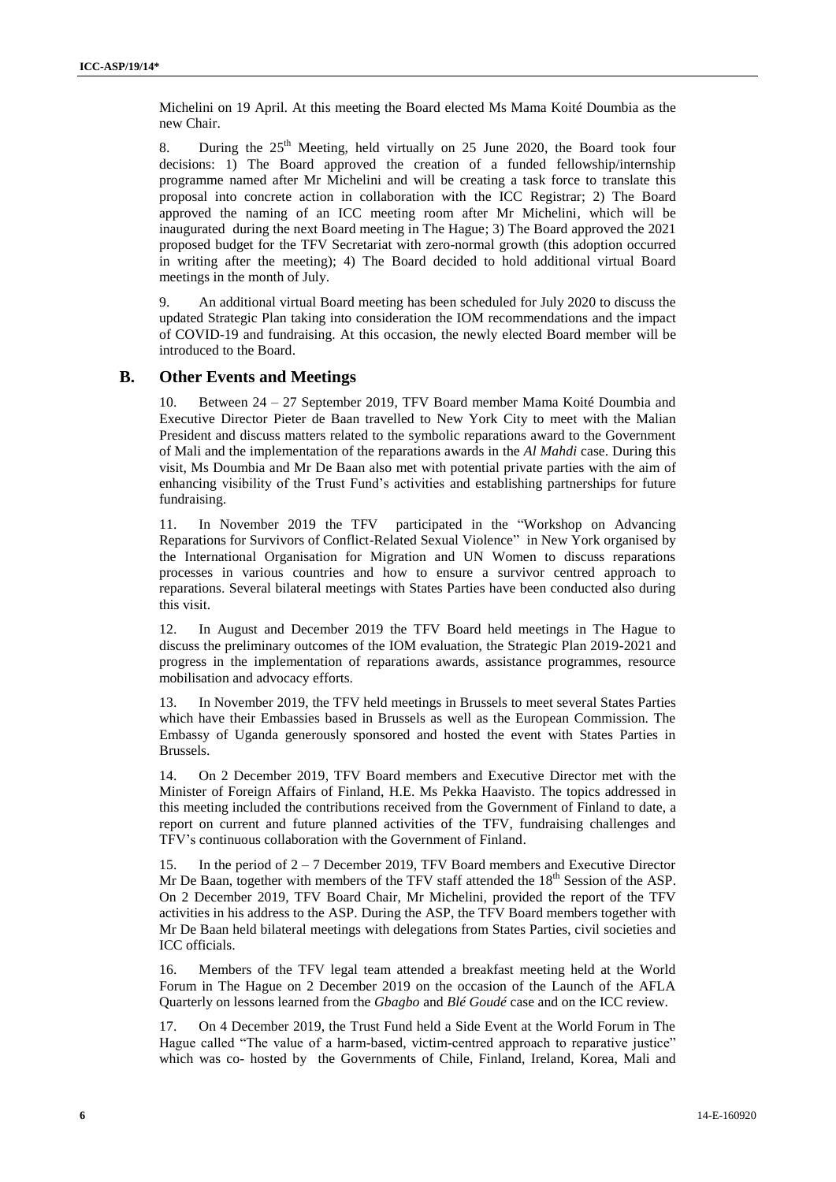Michelini on 19 April. At this meeting the Board elected Ms Mama Koité Doumbia as the new Chair.

8. During the 25th Meeting, held virtually on 25 June 2020, the Board took four decisions: 1) The Board approved the creation of a funded fellowship/internship programme named after Mr Michelini and will be creating a task force to translate this proposal into concrete action in collaboration with the ICC Registrar; 2) The Board approved the naming of an ICC meeting room after Mr Michelini, which will be inaugurated during the next Board meeting in The Hague; 3) The Board approved the 2021 proposed budget for the TFV Secretariat with zero-normal growth (this adoption occurred in writing after the meeting); 4) The Board decided to hold additional virtual Board meetings in the month of July.

9. An additional virtual Board meeting has been scheduled for July 2020 to discuss the updated Strategic Plan taking into consideration the IOM recommendations and the impact of COVID-19 and fundraising. At this occasion, the newly elected Board member will be introduced to the Board.

## B. Other Events and Meetings

10. Between 24 – 27 September 2019, TFV Board member Mama Koité Doumbia and Executive Director Pieter de Baan travelled to New York City to meet with the Malian President and discuss matters related to the symbolic reparations award to the Government of Mali and the implementation of the reparations awards in the *Al Mahdi* case. During this visit, Ms Doumbia and Mr De Baan also met with potential private parties with the aim of enhancing visibility of the Trust Fund's activities and establishing partnerships for future fundraising.

11. In November 2019 the TFV participated in the "Workshop on Advancing Reparations for Survivors of Conflict-Related Sexual Violence" in New York organised by the International Organisation for Migration and UN Women to discuss reparations processes in various countries and how to ensure a survivor centred approach to reparations. Several bilateral meetings with States Parties have been conducted also during this visit.

12. In August and December 2019 the TFV Board held meetings in The Hague to discuss the preliminary outcomes of the IOM evaluation, the Strategic Plan 2019-2021 and progress in the implementation of reparations awards, assistance programmes, resource mobilisation and advocacy efforts.

13. In November 2019, the TFV held meetings in Brussels to meet several States Parties which have their Embassies based in Brussels as well as the European Commission. The Embassy of Uganda generously sponsored and hosted the event with States Parties in Brussels.

14. On 2 December 2019, TFV Board members and Executive Director met with the Minister of Foreign Affairs of Finland, H.E. Ms Pekka Haavisto. The topics addressed in this meeting included the contributions received from the Government of Finland to date, a report on current and future planned activities of the TFV, fundraising challenges and TFV's continuous collaboration with the Government of Finland.

15. In the period of 2 – 7 December 2019, TFV Board members and Executive Director Mr De Baan, together with members of the TFV staff attended the 18th Session of the ASP. On 2 December 2019, TFV Board Chair, Mr Michelini, provided the report of the TFV activities in his address to the ASP. During the ASP, the TFV Board members together with Mr De Baan held bilateral meetings with delegations from States Parties, civil societies and ICC officials.

16. Members of the TFV legal team attended a breakfast meeting held at the World Forum in The Hague on 2 December 2019 on the occasion of the Launch of the AFLA Quarterly on lessons learned from the *Gbagbo* and *Blé Goudé* case and on the ICC review.

17. On 4 December 2019, the Trust Fund held a Side Event at the World Forum in The Hague called "The value of a harm-based, victim-centred approach to reparative justice" which was co- hosted by the Governments of Chile, Finland, Ireland, Korea, Mali and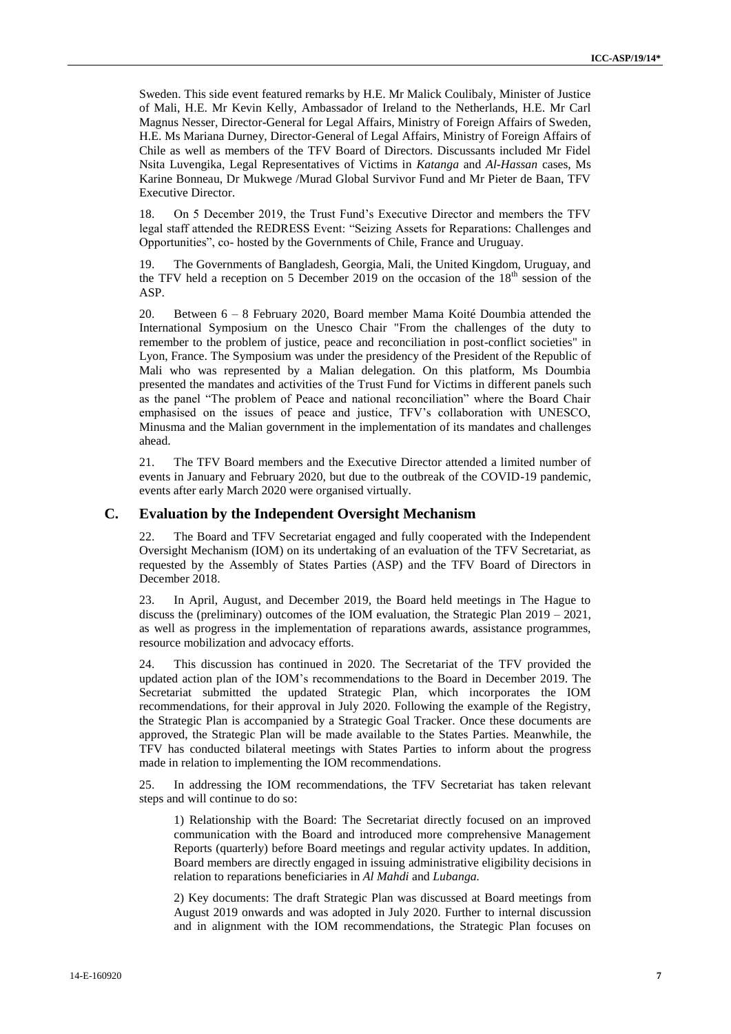Sweden. This side event featured remarks by H.E. Mr Malick Coulibaly, Minister of Justice of Mali, H.E. Mr Kevin Kelly, Ambassador of Ireland to the Netherlands, H.E. Mr Carl Magnus Nesser, Director-General for Legal Affairs, Ministry of Foreign Affairs of Sweden, H.E. Ms Mariana Durney, Director-General of Legal Affairs, Ministry of Foreign Affairs of Chile as well as members of the TFV Board of Directors. Discussants included Mr Fidel Nsita Luvengika, Legal Representatives of Victims in *Katanga* and *Al-Hassan* cases, Ms Karine Bonneau, Dr Mukwege /Murad Global Survivor Fund and Mr Pieter de Baan, TFV Executive Director.

18. On 5 December 2019, the Trust Fund's Executive Director and members the TFV legal staff attended the REDRESS Event: "Seizing Assets for Reparations: Challenges and Opportunities", co- hosted by the Governments of Chile, France and Uruguay.

19. The Governments of Bangladesh, Georgia, Mali, the United Kingdom, Uruguay, and the TFV held a reception on 5 December 2019 on the occasion of the 18th session of the ASP.

20. Between 6 – 8 February 2020, Board member Mama Koité Doumbia attended the International Symposium on the Unesco Chair "From the challenges of the duty to remember to the problem of justice, peace and reconciliation in post-conflict societies" in Lyon, France. The Symposium was under the presidency of the President of the Republic of Mali who was represented by a Malian delegation. On this platform, Ms Doumbia presented the mandates and activities of the Trust Fund for Victims in different panels such as the panel "The problem of Peace and national reconciliation" where the Board Chair emphasised on the issues of peace and justice, TFV's collaboration with UNESCO, Minusma and the Malian government in the implementation of its mandates and challenges ahead.

21. The TFV Board members and the Executive Director attended a limited number of events in January and February 2020, but due to the outbreak of the COVID-19 pandemic, events after early March 2020 were organised virtually.

## C. Evaluation by the Independent Oversight Mechanism

22. The Board and TFV Secretariat engaged and fully cooperated with the Independent Oversight Mechanism (IOM) on its undertaking of an evaluation of the TFV Secretariat, as requested by the Assembly of States Parties (ASP) and the TFV Board of Directors in December 2018.

23. In April, August, and December 2019, the Board held meetings in The Hague to discuss the (preliminary) outcomes of the IOM evaluation, the Strategic Plan 2019 – 2021, as well as progress in the implementation of reparations awards, assistance programmes, resource mobilization and advocacy efforts.

24. This discussion has continued in 2020. The Secretariat of the TFV provided the updated action plan of the IOM's recommendations to the Board in December 2019. The Secretariat submitted the updated Strategic Plan, which incorporates the IOM recommendations, for their approval in July 2020. Following the example of the Registry, the Strategic Plan is accompanied by a Strategic Goal Tracker. Once these documents are approved, the Strategic Plan will be made available to the States Parties. Meanwhile, the TFV has conducted bilateral meetings with States Parties to inform about the progress made in relation to implementing the IOM recommendations.

25. In addressing the IOM recommendations, the TFV Secretariat has taken relevant steps and will continue to do so:

1) Relationship with the Board: The Secretariat directly focused on an improved communication with the Board and introduced more comprehensive Management Reports (quarterly) before Board meetings and regular activity updates. In addition, Board members are directly engaged in issuing administrative eligibility decisions in relation to reparations beneficiaries in *Al Mahdi* and *Lubanga.*

2) Key documents: The draft Strategic Plan was discussed at Board meetings from August 2019 onwards and was adopted in July 2020. Further to internal discussion and in alignment with the IOM recommendations, the Strategic Plan focuses on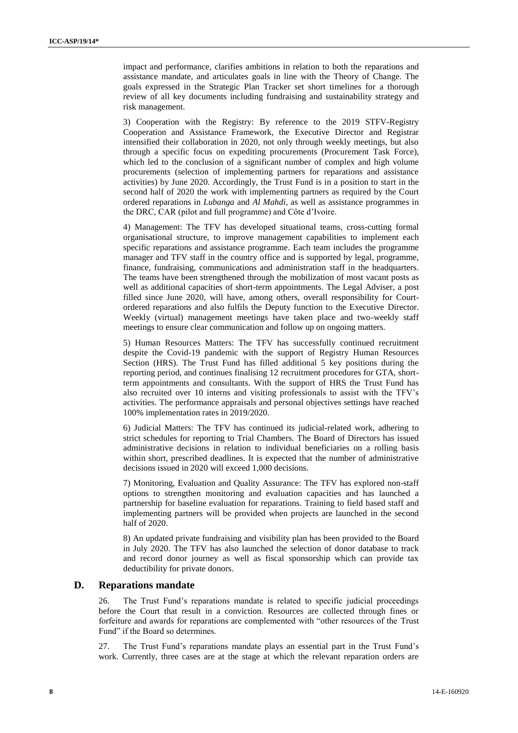impact and performance, clarifies ambitions in relation to both the reparations and assistance mandate, and articulates goals in line with the Theory of Change. The goals expressed in the Strategic Plan Tracker set short timelines for a thorough review of all key documents including fundraising and sustainability strategy and risk management.

3) Cooperation with the Registry: By reference to the 2019 STFV-Registry Cooperation and Assistance Framework, the Executive Director and Registrar intensified their collaboration in 2020, not only through weekly meetings, but also through a specific focus on expediting procurements (Procurement Task Force), which led to the conclusion of a significant number of complex and high volume procurements (selection of implementing partners for reparations and assistance activities) by June 2020. Accordingly, the Trust Fund is in a position to start in the second half of 2020 the work with implementing partners as required by the Court ordered reparations in *Lubanga* and *Al Mahdi*, as well as assistance programmes in the DRC, CAR (pilot and full programme) and Côte d'Ivoire.

4) Management: The TFV has developed situational teams, cross-cutting formal organisational structure, to improve management capabilities to implement each specific reparations and assistance programme. Each team includes the programme manager and TFV staff in the country office and is supported by legal, programme, finance, fundraising, communications and administration staff in the headquarters. The teams have been strengthened through the mobilization of most vacant posts as well as additional capacities of short-term appointments. The Legal Adviser, a post filled since June 2020, will have, among others, overall responsibility for Court-ordered reparations and also fulfils the Deputy function to the Executive Director. Weekly (virtual) management meetings have taken place and two-weekly staff meetings to ensure clear communication and follow up on ongoing matters.

5) Human Resources Matters: The TFV has successfully continued recruitment despite the Covid-19 pandemic with the support of Registry Human Resources Section (HRS). The Trust Fund has filled additional 5 key positions during the reporting period, and continues finalising 12 recruitment procedures for GTA, short-term appointments and consultants. With the support of HRS the Trust Fund has also recruited over 10 interns and visiting professionals to assist with the TFV's activities. The performance appraisals and personal objectives settings have reached 100% implementation rates in 2019/2020.

6) Judicial Matters: The TFV has continued its judicial-related work, adhering to strict schedules for reporting to Trial Chambers. The Board of Directors has issued administrative decisions in relation to individual beneficiaries on a rolling basis within short, prescribed deadlines. It is expected that the number of administrative decisions issued in 2020 will exceed 1,000 decisions.

7) Monitoring, Evaluation and Quality Assurance: The TFV has explored non-staff options to strengthen monitoring and evaluation capacities and has launched a partnership for baseline evaluation for reparations. Training to field based staff and implementing partners will be provided when projects are launched in the second half of 2020.

8) An updated private fundraising and visibility plan has been provided to the Board in July 2020. The TFV has also launched the selection of donor database to track and record donor journey as well as fiscal sponsorship which can provide tax deductibility for private donors.

## D. Reparations mandate

26. The Trust Fund's reparations mandate is related to specific judicial proceedings before the Court that result in a conviction. Resources are collected through fines or forfeiture and awards for reparations are complemented with "other resources of the Trust Fund" if the Board so determines.

27. The Trust Fund's reparations mandate plays an essential part in the Trust Fund's work. Currently, three cases are at the stage at which the relevant reparation orders are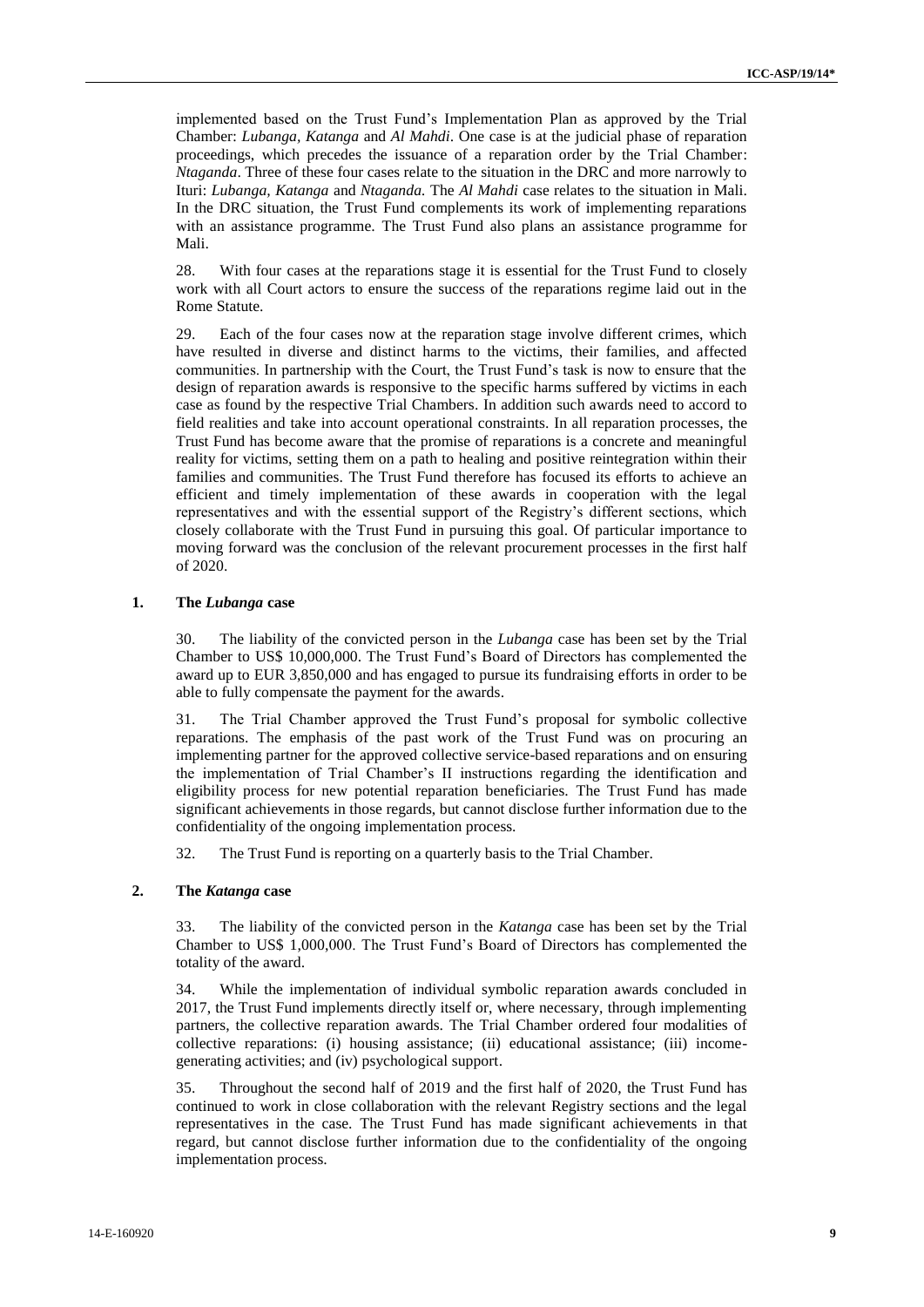implemented based on the Trust Fund's Implementation Plan as approved by the Trial Chamber: *Lubanga, Katanga* and *Al Mahdi*. One case is at the judicial phase of reparation proceedings, which precedes the issuance of a reparation order by the Trial Chamber: *Ntaganda*. Three of these four cases relate to the situation in the DRC and more narrowly to Ituri: *Lubanga, Katanga* and *Ntaganda.* The *Al Mahdi* case relates to the situation in Mali. In the DRC situation, the Trust Fund complements its work of implementing reparations with an assistance programme. The Trust Fund also plans an assistance programme for Mali.

28. With four cases at the reparations stage it is essential for the Trust Fund to closely work with all Court actors to ensure the success of the reparations regime laid out in the Rome Statute.

29. Each of the four cases now at the reparation stage involve different crimes, which have resulted in diverse and distinct harms to the victims, their families, and affected communities. In partnership with the Court, the Trust Fund's task is now to ensure that the design of reparation awards is responsive to the specific harms suffered by victims in each case as found by the respective Trial Chambers. In addition such awards need to accord to field realities and take into account operational constraints. In all reparation processes, the Trust Fund has become aware that the promise of reparations is a concrete and meaningful reality for victims, setting them on a path to healing and positive reintegration within their families and communities. The Trust Fund therefore has focused its efforts to achieve an efficient and timely implementation of these awards in cooperation with the legal representatives and with the essential support of the Registry's different sections, which closely collaborate with the Trust Fund in pursuing this goal. Of particular importance to moving forward was the conclusion of the relevant procurement processes in the first half of 2020.

### 1. The *Lubanga* case

30. The liability of the convicted person in the *Lubanga* case has been set by the Trial Chamber to US$ 10,000,000. The Trust Fund's Board of Directors has complemented the award up to EUR 3,850,000 and has engaged to pursue its fundraising efforts in order to be able to fully compensate the payment for the awards.

31. The Trial Chamber approved the Trust Fund's proposal for symbolic collective reparations. The emphasis of the past work of the Trust Fund was on procuring an implementing partner for the approved collective service-based reparations and on ensuring the implementation of Trial Chamber's II instructions regarding the identification and eligibility process for new potential reparation beneficiaries. The Trust Fund has made significant achievements in those regards, but cannot disclose further information due to the confidentiality of the ongoing implementation process.

32. The Trust Fund is reporting on a quarterly basis to the Trial Chamber.

### 2. The *Katanga* case

33. The liability of the convicted person in the *Katanga* case has been set by the Trial Chamber to US$ 1,000,000. The Trust Fund's Board of Directors has complemented the totality of the award.

34. While the implementation of individual symbolic reparation awards concluded in 2017, the Trust Fund implements directly itself or, where necessary, through implementing partners, the collective reparation awards. The Trial Chamber ordered four modalities of collective reparations: (i) housing assistance; (ii) educational assistance; (iii) income-generating activities; and (iv) psychological support.

35. Throughout the second half of 2019 and the first half of 2020, the Trust Fund has continued to work in close collaboration with the relevant Registry sections and the legal representatives in the case. The Trust Fund has made significant achievements in that regard, but cannot disclose further information due to the confidentiality of the ongoing implementation process.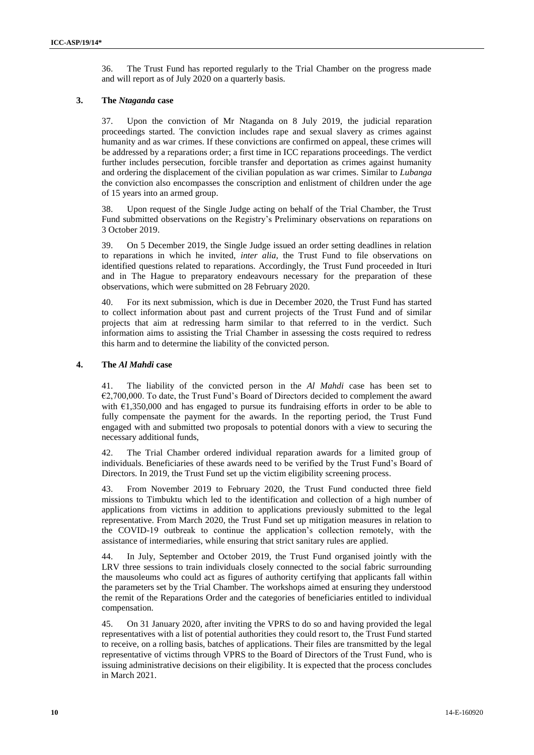36. The Trust Fund has reported regularly to the Trial Chamber on the progress made and will report as of July 2020 on a quarterly basis.

### 3. The *Ntaganda* case

37. Upon the conviction of Mr Ntaganda on 8 July 2019, the judicial reparation proceedings started. The conviction includes rape and sexual slavery as crimes against humanity and as war crimes. If these convictions are confirmed on appeal, these crimes will be addressed by a reparations order; a first time in ICC reparations proceedings. The verdict further includes persecution, forcible transfer and deportation as crimes against humanity and ordering the displacement of the civilian population as war crimes. Similar to *Lubanga* the conviction also encompasses the conscription and enlistment of children under the age of 15 years into an armed group.

38. Upon request of the Single Judge acting on behalf of the Trial Chamber, the Trust Fund submitted observations on the Registry's Preliminary observations on reparations on 3 October 2019.

39. On 5 December 2019, the Single Judge issued an order setting deadlines in relation to reparations in which he invited, *inter alia*, the Trust Fund to file observations on identified questions related to reparations. Accordingly, the Trust Fund proceeded in Ituri and in The Hague to preparatory endeavours necessary for the preparation of these observations, which were submitted on 28 February 2020.

40. For its next submission, which is due in December 2020, the Trust Fund has started to collect information about past and current projects of the Trust Fund and of similar projects that aim at redressing harm similar to that referred to in the verdict. Such information aims to assisting the Trial Chamber in assessing the costs required to redress this harm and to determine the liability of the convicted person.

### 4. The *Al Mahdi* case

41. The liability of the convicted person in the *Al Mahdi* case has been set to €2,700,000. To date, the Trust Fund's Board of Directors decided to complement the award with €1,350,000 and has engaged to pursue its fundraising efforts in order to be able to fully compensate the payment for the awards. In the reporting period, the Trust Fund engaged with and submitted two proposals to potential donors with a view to securing the necessary additional funds,

42. The Trial Chamber ordered individual reparation awards for a limited group of individuals. Beneficiaries of these awards need to be verified by the Trust Fund's Board of Directors. In 2019, the Trust Fund set up the victim eligibility screening process.

43. From November 2019 to February 2020, the Trust Fund conducted three field missions to Timbuktu which led to the identification and collection of a high number of applications from victims in addition to applications previously submitted to the legal representative. From March 2020, the Trust Fund set up mitigation measures in relation to the COVID-19 outbreak to continue the application's collection remotely, with the assistance of intermediaries, while ensuring that strict sanitary rules are applied.

44. In July, September and October 2019, the Trust Fund organised jointly with the LRV three sessions to train individuals closely connected to the social fabric surrounding the mausoleums who could act as figures of authority certifying that applicants fall within the parameters set by the Trial Chamber. The workshops aimed at ensuring they understood the remit of the Reparations Order and the categories of beneficiaries entitled to individual compensation.

45. On 31 January 2020, after inviting the VPRS to do so and having provided the legal representatives with a list of potential authorities they could resort to, the Trust Fund started to receive, on a rolling basis, batches of applications. Their files are transmitted by the legal representative of victims through VPRS to the Board of Directors of the Trust Fund, who is issuing administrative decisions on their eligibility. It is expected that the process concludes in March 2021.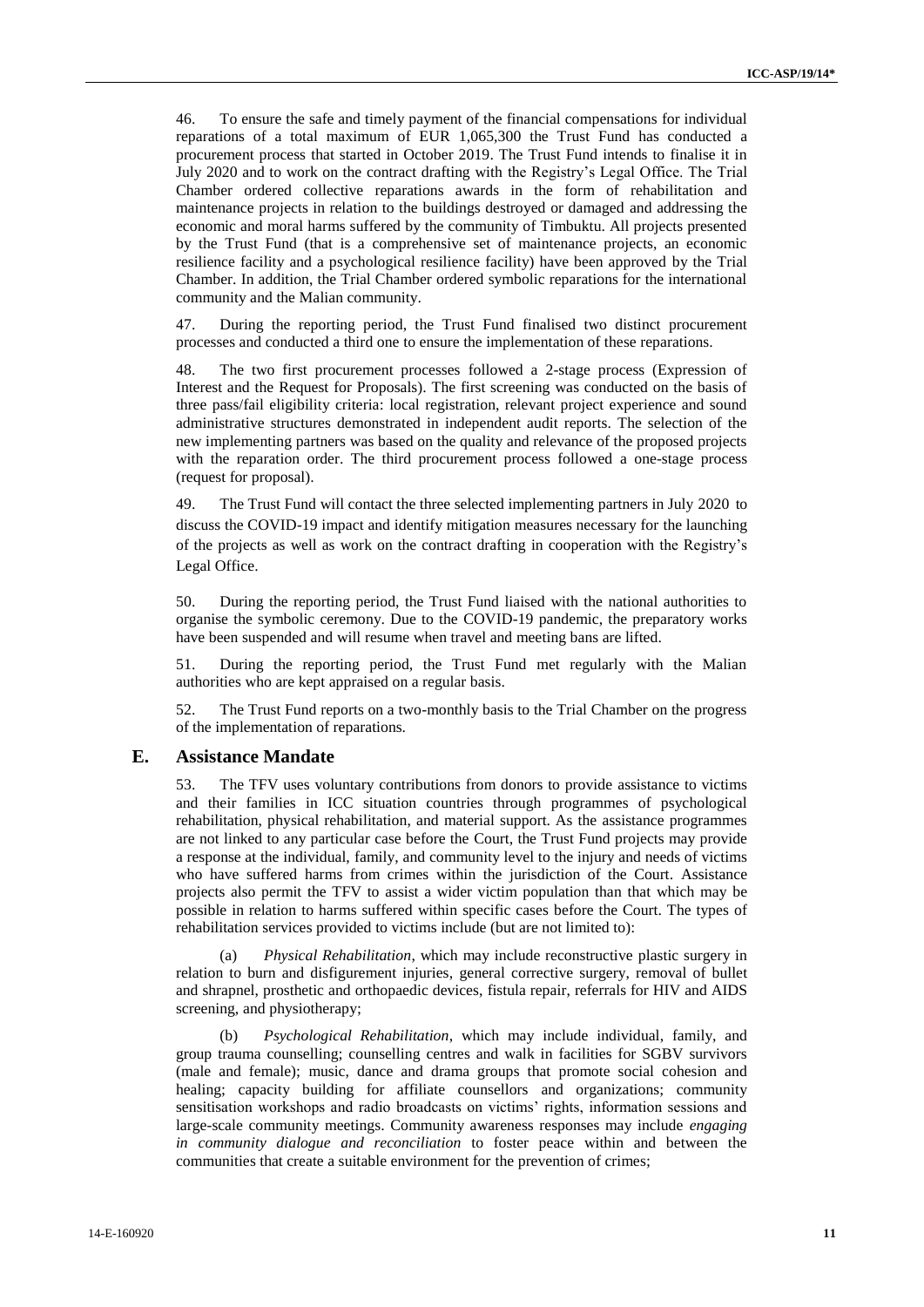46. To ensure the safe and timely payment of the financial compensations for individual reparations of a total maximum of EUR 1,065,300 the Trust Fund has conducted a procurement process that started in October 2019. The Trust Fund intends to finalise it in July 2020 and to work on the contract drafting with the Registry's Legal Office. The Trial Chamber ordered collective reparations awards in the form of rehabilitation and maintenance projects in relation to the buildings destroyed or damaged and addressing the economic and moral harms suffered by the community of Timbuktu. All projects presented by the Trust Fund (that is a comprehensive set of maintenance projects, an economic resilience facility and a psychological resilience facility) have been approved by the Trial Chamber. In addition, the Trial Chamber ordered symbolic reparations for the international community and the Malian community.

47. During the reporting period, the Trust Fund finalised two distinct procurement processes and conducted a third one to ensure the implementation of these reparations.

48. The two first procurement processes followed a 2-stage process (Expression of Interest and the Request for Proposals). The first screening was conducted on the basis of three pass/fail eligibility criteria: local registration, relevant project experience and sound administrative structures demonstrated in independent audit reports. The selection of the new implementing partners was based on the quality and relevance of the proposed projects with the reparation order. The third procurement process followed a one-stage process (request for proposal).

49. The Trust Fund will contact the three selected implementing partners in July 2020 to discuss the COVID-19 impact and identify mitigation measures necessary for the launching of the projects as well as work on the contract drafting in cooperation with the Registry's Legal Office.

50. During the reporting period, the Trust Fund liaised with the national authorities to organise the symbolic ceremony. Due to the COVID-19 pandemic, the preparatory works have been suspended and will resume when travel and meeting bans are lifted.

51. During the reporting period, the Trust Fund met regularly with the Malian authorities who are kept appraised on a regular basis.

52. The Trust Fund reports on a two-monthly basis to the Trial Chamber on the progress of the implementation of reparations.

## E. Assistance Mandate

53. The TFV uses voluntary contributions from donors to provide assistance to victims and their families in ICC situation countries through programmes of psychological rehabilitation, physical rehabilitation, and material support. As the assistance programmes are not linked to any particular case before the Court, the Trust Fund projects may provide a response at the individual, family, and community level to the injury and needs of victims who have suffered harms from crimes within the jurisdiction of the Court. Assistance projects also permit the TFV to assist a wider victim population than that which may be possible in relation to harms suffered within specific cases before the Court. The types of rehabilitation services provided to victims include (but are not limited to):

(a) *Physical Rehabilitation*, which may include reconstructive plastic surgery in relation to burn and disfigurement injuries, general corrective surgery, removal of bullet and shrapnel, prosthetic and orthopaedic devices, fistula repair, referrals for HIV and AIDS screening, and physiotherapy;

(b) *Psychological Rehabilitation*, which may include individual, family, and group trauma counselling; counselling centres and walk in facilities for SGBV survivors (male and female); music, dance and drama groups that promote social cohesion and healing; capacity building for affiliate counsellors and organizations; community sensitisation workshops and radio broadcasts on victims' rights, information sessions and large-scale community meetings. Community awareness responses may include *engaging in community dialogue and reconciliation* to foster peace within and between the communities that create a suitable environment for the prevention of crimes;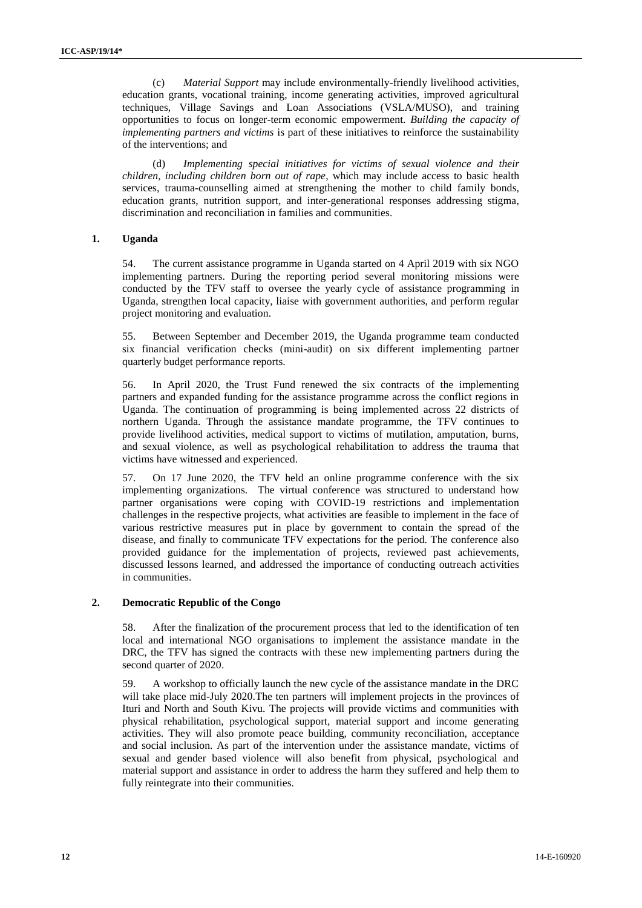(c) *Material Support* may include environmentally-friendly livelihood activities, education grants, vocational training, income generating activities, improved agricultural techniques, Village Savings and Loan Associations (VSLA/MUSO), and training opportunities to focus on longer-term economic empowerment. *Building the capacity of implementing partners and victims* is part of these initiatives to reinforce the sustainability of the interventions; and

(d) *Implementing special initiatives for victims of sexual violence and their children, including children born out of rape*, which may include access to basic health services, trauma-counselling aimed at strengthening the mother to child family bonds, education grants, nutrition support, and inter-generational responses addressing stigma, discrimination and reconciliation in families and communities.

### 1. Uganda

54. The current assistance programme in Uganda started on 4 April 2019 with six NGO implementing partners. During the reporting period several monitoring missions were conducted by the TFV staff to oversee the yearly cycle of assistance programming in Uganda, strengthen local capacity, liaise with government authorities, and perform regular project monitoring and evaluation.

55. Between September and December 2019, the Uganda programme team conducted six financial verification checks (mini-audit) on six different implementing partner quarterly budget performance reports.

56. In April 2020, the Trust Fund renewed the six contracts of the implementing partners and expanded funding for the assistance programme across the conflict regions in Uganda. The continuation of programming is being implemented across 22 districts of northern Uganda. Through the assistance mandate programme, the TFV continues to provide livelihood activities, medical support to victims of mutilation, amputation, burns, and sexual violence, as well as psychological rehabilitation to address the trauma that victims have witnessed and experienced.

57. On 17 June 2020, the TFV held an online programme conference with the six implementing organizations. The virtual conference was structured to understand how partner organisations were coping with COVID-19 restrictions and implementation challenges in the respective projects, what activities are feasible to implement in the face of various restrictive measures put in place by government to contain the spread of the disease, and finally to communicate TFV expectations for the period. The conference also provided guidance for the implementation of projects, reviewed past achievements, discussed lessons learned, and addressed the importance of conducting outreach activities in communities.

### 2. Democratic Republic of the Congo

58. After the finalization of the procurement process that led to the identification of ten local and international NGO organisations to implement the assistance mandate in the DRC, the TFV has signed the contracts with these new implementing partners during the second quarter of 2020.

59. A workshop to officially launch the new cycle of the assistance mandate in the DRC will take place mid-July 2020.The ten partners will implement projects in the provinces of Ituri and North and South Kivu. The projects will provide victims and communities with physical rehabilitation, psychological support, material support and income generating activities. They will also promote peace building, community reconciliation, acceptance and social inclusion. As part of the intervention under the assistance mandate, victims of sexual and gender based violence will also benefit from physical, psychological and material support and assistance in order to address the harm they suffered and help them to fully reintegrate into their communities.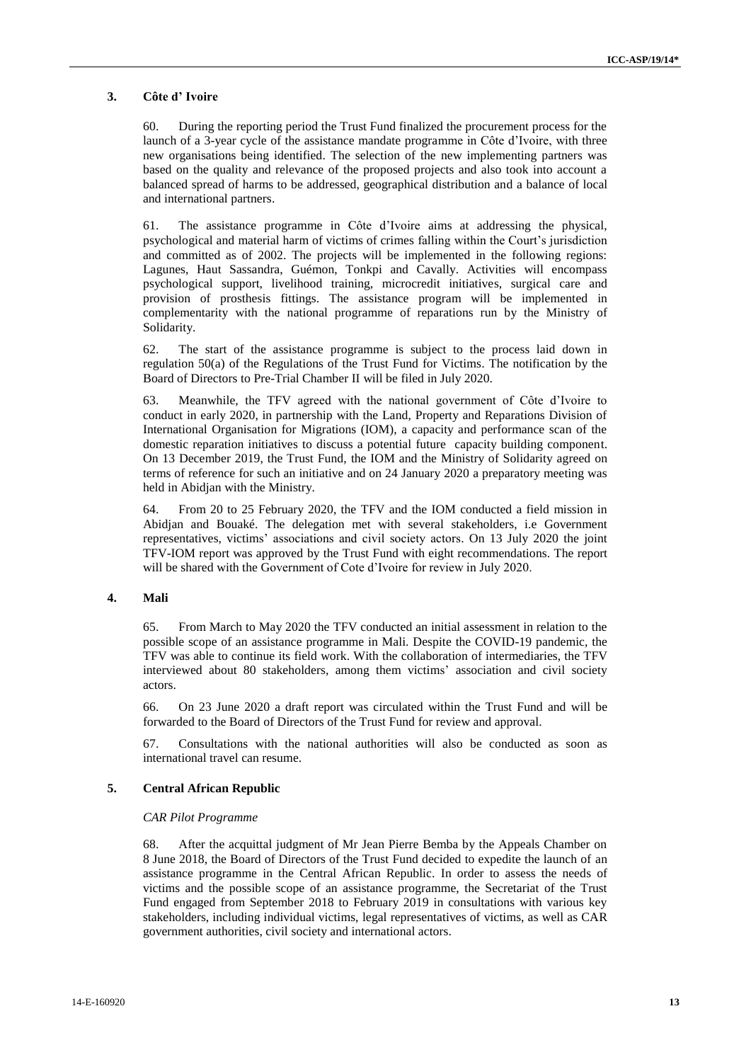### 3. Côte d' Ivoire

60. During the reporting period the Trust Fund finalized the procurement process for the launch of a 3-year cycle of the assistance mandate programme in Côte d'Ivoire, with three new organisations being identified. The selection of the new implementing partners was based on the quality and relevance of the proposed projects and also took into account a balanced spread of harms to be addressed, geographical distribution and a balance of local and international partners.

61. The assistance programme in Côte d'Ivoire aims at addressing the physical, psychological and material harm of victims of crimes falling within the Court's jurisdiction and committed as of 2002. The projects will be implemented in the following regions: Lagunes, Haut Sassandra, Guémon, Tonkpi and Cavally. Activities will encompass psychological support, livelihood training, microcredit initiatives, surgical care and provision of prosthesis fittings. The assistance program will be implemented in complementarity with the national programme of reparations run by the Ministry of Solidarity.

62. The start of the assistance programme is subject to the process laid down in regulation 50(a) of the Regulations of the Trust Fund for Victims. The notification by the Board of Directors to Pre-Trial Chamber II will be filed in July 2020.

63. Meanwhile, the TFV agreed with the national government of Côte d'Ivoire to conduct in early 2020, in partnership with the Land, Property and Reparations Division of International Organisation for Migrations (IOM), a capacity and performance scan of the domestic reparation initiatives to discuss a potential future capacity building component. On 13 December 2019, the Trust Fund, the IOM and the Ministry of Solidarity agreed on terms of reference for such an initiative and on 24 January 2020 a preparatory meeting was held in Abidjan with the Ministry.

64. From 20 to 25 February 2020, the TFV and the IOM conducted a field mission in Abidjan and Bouaké. The delegation met with several stakeholders, i.e Government representatives, victims' associations and civil society actors. On 13 July 2020 the joint TFV-IOM report was approved by the Trust Fund with eight recommendations. The report will be shared with the Government of Cote d'Ivoire for review in July 2020.

### 4. Mali

65. From March to May 2020 the TFV conducted an initial assessment in relation to the possible scope of an assistance programme in Mali. Despite the COVID-19 pandemic, the TFV was able to continue its field work. With the collaboration of intermediaries, the TFV interviewed about 80 stakeholders, among them victims' association and civil society actors.

66. On 23 June 2020 a draft report was circulated within the Trust Fund and will be forwarded to the Board of Directors of the Trust Fund for review and approval.

67. Consultations with the national authorities will also be conducted as soon as international travel can resume.

### 5. Central African Republic

*CAR Pilot Programme*

68. After the acquittal judgment of Mr Jean Pierre Bemba by the Appeals Chamber on 8 June 2018, the Board of Directors of the Trust Fund decided to expedite the launch of an assistance programme in the Central African Republic. In order to assess the needs of victims and the possible scope of an assistance programme, the Secretariat of the Trust Fund engaged from September 2018 to February 2019 in consultations with various key stakeholders, including individual victims, legal representatives of victims, as well as CAR government authorities, civil society and international actors.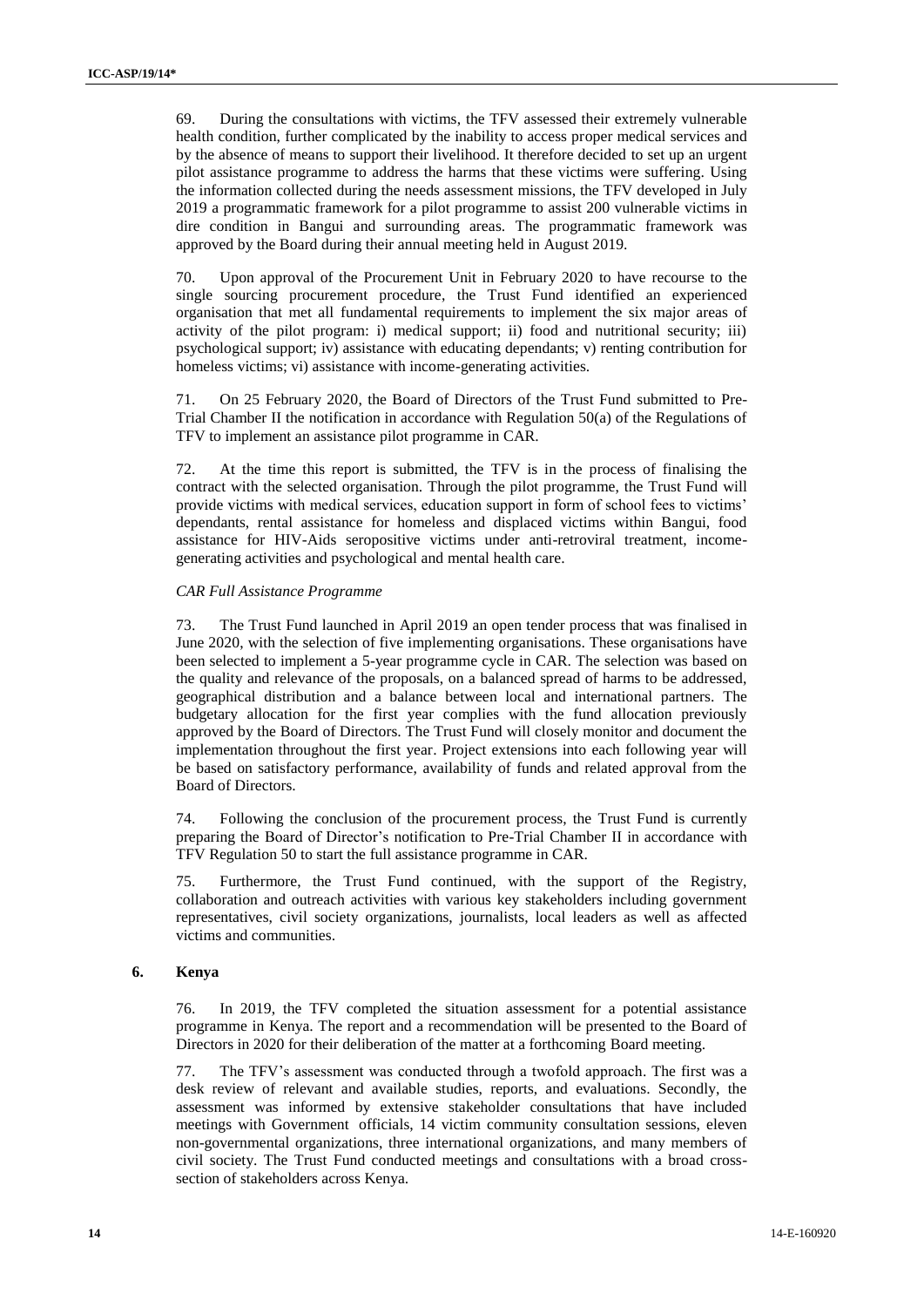69. During the consultations with victims, the TFV assessed their extremely vulnerable health condition, further complicated by the inability to access proper medical services and by the absence of means to support their livelihood. It therefore decided to set up an urgent pilot assistance programme to address the harms that these victims were suffering. Using the information collected during the needs assessment missions, the TFV developed in July 2019 a programmatic framework for a pilot programme to assist 200 vulnerable victims in dire condition in Bangui and surrounding areas. The programmatic framework was approved by the Board during their annual meeting held in August 2019.

70. Upon approval of the Procurement Unit in February 2020 to have recourse to the single sourcing procurement procedure, the Trust Fund identified an experienced organisation that met all fundamental requirements to implement the six major areas of activity of the pilot program: i) medical support; ii) food and nutritional security; iii) psychological support; iv) assistance with educating dependants; v) renting contribution for homeless victims; vi) assistance with income-generating activities.

71. On 25 February 2020, the Board of Directors of the Trust Fund submitted to Pre-Trial Chamber II the notification in accordance with Regulation 50(a) of the Regulations of TFV to implement an assistance pilot programme in CAR.

72. At the time this report is submitted, the TFV is in the process of finalising the contract with the selected organisation. Through the pilot programme, the Trust Fund will provide victims with medical services, education support in form of school fees to victims' dependants, rental assistance for homeless and displaced victims within Bangui, food assistance for HIV-Aids seropositive victims under anti-retroviral treatment, income-generating activities and psychological and mental health care.

*CAR Full Assistance Programme*

73. The Trust Fund launched in April 2019 an open tender process that was finalised in June 2020, with the selection of five implementing organisations. These organisations have been selected to implement a 5-year programme cycle in CAR. The selection was based on the quality and relevance of the proposals, on a balanced spread of harms to be addressed, geographical distribution and a balance between local and international partners. The budgetary allocation for the first year complies with the fund allocation previously approved by the Board of Directors. The Trust Fund will closely monitor and document the implementation throughout the first year. Project extensions into each following year will be based on satisfactory performance, availability of funds and related approval from the Board of Directors.

74. Following the conclusion of the procurement process, the Trust Fund is currently preparing the Board of Director's notification to Pre-Trial Chamber II in accordance with TFV Regulation 50 to start the full assistance programme in CAR.

75. Furthermore, the Trust Fund continued, with the support of the Registry, collaboration and outreach activities with various key stakeholders including government representatives, civil society organizations, journalists, local leaders as well as affected victims and communities.

### 6. Kenya

76. In 2019, the TFV completed the situation assessment for a potential assistance programme in Kenya. The report and a recommendation will be presented to the Board of Directors in 2020 for their deliberation of the matter at a forthcoming Board meeting.

77. The TFV's assessment was conducted through a twofold approach. The first was a desk review of relevant and available studies, reports, and evaluations. Secondly, the assessment was informed by extensive stakeholder consultations that have included meetings with Government officials, 14 victim community consultation sessions, eleven non-governmental organizations, three international organizations, and many members of civil society. The Trust Fund conducted meetings and consultations with a broad cross-section of stakeholders across Kenya.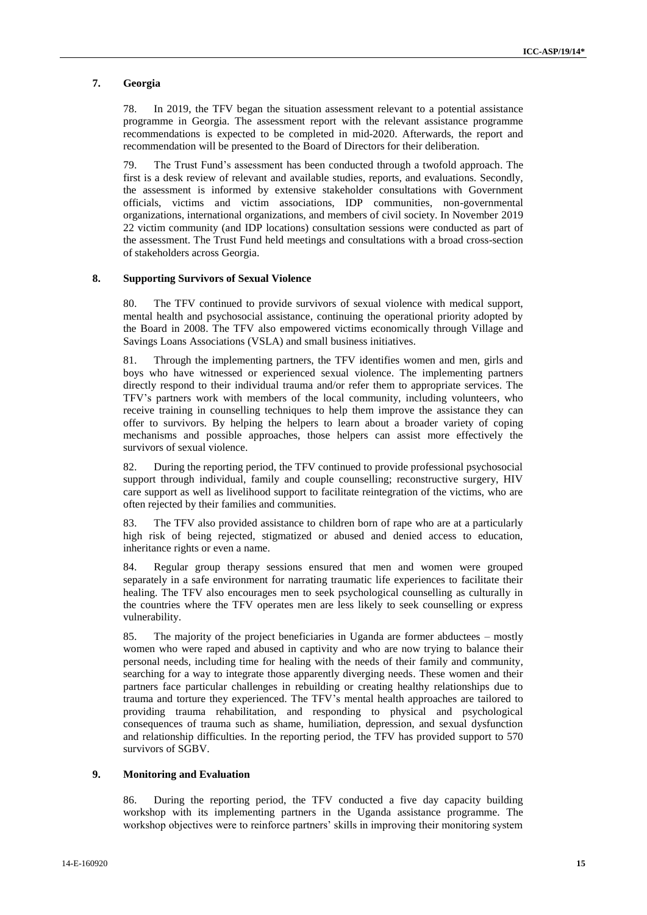### 7. Georgia

78. In 2019, the TFV began the situation assessment relevant to a potential assistance programme in Georgia. The assessment report with the relevant assistance programme recommendations is expected to be completed in mid-2020. Afterwards, the report and recommendation will be presented to the Board of Directors for their deliberation.

79. The Trust Fund's assessment has been conducted through a twofold approach. The first is a desk review of relevant and available studies, reports, and evaluations. Secondly, the assessment is informed by extensive stakeholder consultations with Government officials, victims and victim associations, IDP communities, non-governmental organizations, international organizations, and members of civil society. In November 2019 22 victim community (and IDP locations) consultation sessions were conducted as part of the assessment. The Trust Fund held meetings and consultations with a broad cross-section of stakeholders across Georgia.

### 8. Supporting Survivors of Sexual Violence

80. The TFV continued to provide survivors of sexual violence with medical support, mental health and psychosocial assistance, continuing the operational priority adopted by the Board in 2008. The TFV also empowered victims economically through Village and Savings Loans Associations (VSLA) and small business initiatives.

81. Through the implementing partners, the TFV identifies women and men, girls and boys who have witnessed or experienced sexual violence. The implementing partners directly respond to their individual trauma and/or refer them to appropriate services. The TFV's partners work with members of the local community, including volunteers, who receive training in counselling techniques to help them improve the assistance they can offer to survivors. By helping the helpers to learn about a broader variety of coping mechanisms and possible approaches, those helpers can assist more effectively the survivors of sexual violence.

82. During the reporting period, the TFV continued to provide professional psychosocial support through individual, family and couple counselling; reconstructive surgery, HIV care support as well as livelihood support to facilitate reintegration of the victims, who are often rejected by their families and communities.

83. The TFV also provided assistance to children born of rape who are at a particularly high risk of being rejected, stigmatized or abused and denied access to education, inheritance rights or even a name.

84. Regular group therapy sessions ensured that men and women were grouped separately in a safe environment for narrating traumatic life experiences to facilitate their healing. The TFV also encourages men to seek psychological counselling as culturally in the countries where the TFV operates men are less likely to seek counselling or express vulnerability.

85. The majority of the project beneficiaries in Uganda are former abductees – mostly women who were raped and abused in captivity and who are now trying to balance their personal needs, including time for healing with the needs of their family and community, searching for a way to integrate those apparently diverging needs. These women and their partners face particular challenges in rebuilding or creating healthy relationships due to trauma and torture they experienced. The TFV's mental health approaches are tailored to providing trauma rehabilitation, and responding to physical and psychological consequences of trauma such as shame, humiliation, depression, and sexual dysfunction and relationship difficulties. In the reporting period, the TFV has provided support to 570 survivors of SGBV.

### 9. Monitoring and Evaluation

86. During the reporting period, the TFV conducted a five day capacity building workshop with its implementing partners in the Uganda assistance programme. The workshop objectives were to reinforce partners' skills in improving their monitoring system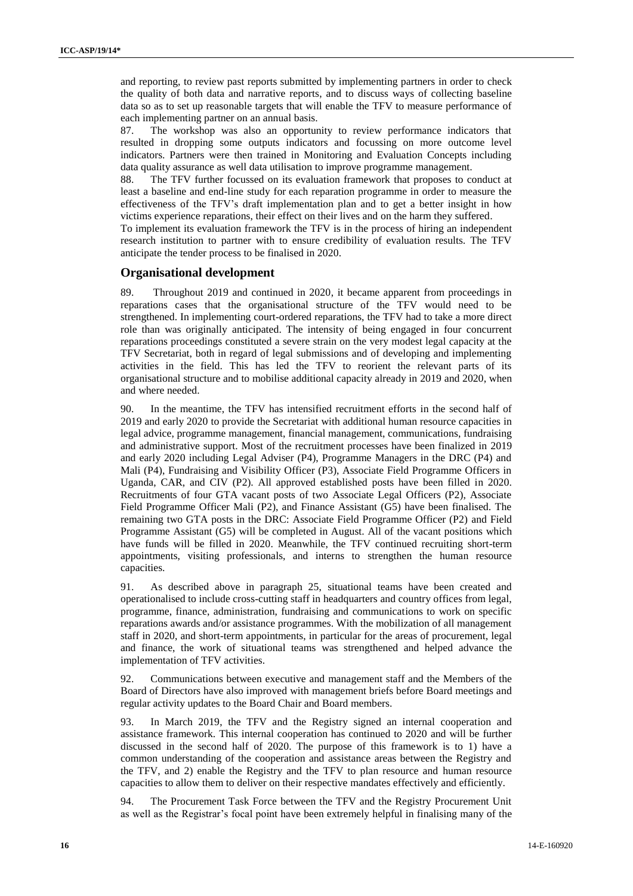and reporting, to review past reports submitted by implementing partners in order to check the quality of both data and narrative reports, and to discuss ways of collecting baseline data so as to set up reasonable targets that will enable the TFV to measure performance of each implementing partner on an annual basis.

87. The workshop was also an opportunity to review performance indicators that resulted in dropping some outputs indicators and focussing on more outcome level indicators. Partners were then trained in Monitoring and Evaluation Concepts including data quality assurance as well data utilisation to improve programme management.

88. The TFV further focussed on its evaluation framework that proposes to conduct at least a baseline and end-line study for each reparation programme in order to measure the effectiveness of the TFV's draft implementation plan and to get a better insight in how victims experience reparations, their effect on their lives and on the harm they suffered.

To implement its evaluation framework the TFV is in the process of hiring an independent research institution to partner with to ensure credibility of evaluation results. The TFV anticipate the tender process to be finalised in 2020.

## Organisational development

89. Throughout 2019 and continued in 2020, it became apparent from proceedings in reparations cases that the organisational structure of the TFV would need to be strengthened. In implementing court-ordered reparations, the TFV had to take a more direct role than was originally anticipated. The intensity of being engaged in four concurrent reparations proceedings constituted a severe strain on the very modest legal capacity at the TFV Secretariat, both in regard of legal submissions and of developing and implementing activities in the field. This has led the TFV to reorient the relevant parts of its organisational structure and to mobilise additional capacity already in 2019 and 2020, when and where needed.

90. In the meantime, the TFV has intensified recruitment efforts in the second half of 2019 and early 2020 to provide the Secretariat with additional human resource capacities in legal advice, programme management, financial management, communications, fundraising and administrative support. Most of the recruitment processes have been finalized in 2019 and early 2020 including Legal Adviser (P4), Programme Managers in the DRC (P4) and Mali (P4), Fundraising and Visibility Officer (P3), Associate Field Programme Officers in Uganda, CAR, and CIV (P2). All approved established posts have been filled in 2020. Recruitments of four GTA vacant posts of two Associate Legal Officers (P2), Associate Field Programme Officer Mali (P2), and Finance Assistant (G5) have been finalised. The remaining two GTA posts in the DRC: Associate Field Programme Officer (P2) and Field Programme Assistant (G5) will be completed in August. All of the vacant positions which have funds will be filled in 2020. Meanwhile, the TFV continued recruiting short-term appointments, visiting professionals, and interns to strengthen the human resource capacities.

91. As described above in paragraph 25, situational teams have been created and operationalised to include cross-cutting staff in headquarters and country offices from legal, programme, finance, administration, fundraising and communications to work on specific reparations awards and/or assistance programmes. With the mobilization of all management staff in 2020, and short-term appointments, in particular for the areas of procurement, legal and finance, the work of situational teams was strengthened and helped advance the implementation of TFV activities.

92. Communications between executive and management staff and the Members of the Board of Directors have also improved with management briefs before Board meetings and regular activity updates to the Board Chair and Board members.

93. In March 2019, the TFV and the Registry signed an internal cooperation and assistance framework. This internal cooperation has continued to 2020 and will be further discussed in the second half of 2020. The purpose of this framework is to 1) have a common understanding of the cooperation and assistance areas between the Registry and the TFV, and 2) enable the Registry and the TFV to plan resource and human resource capacities to allow them to deliver on their respective mandates effectively and efficiently.

94. The Procurement Task Force between the TFV and the Registry Procurement Unit as well as the Registrar's focal point have been extremely helpful in finalising many of the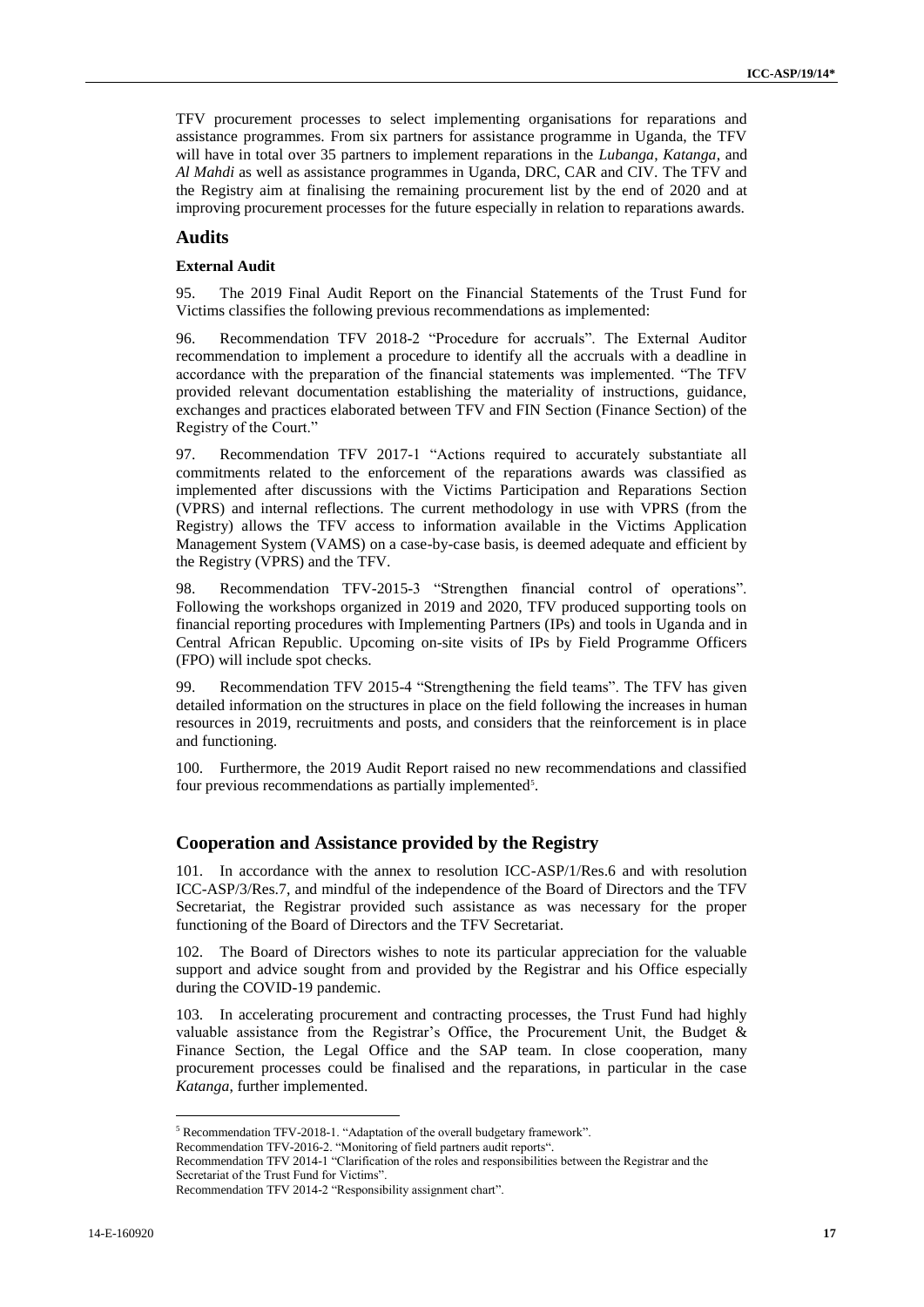TFV procurement processes to select implementing organisations for reparations and assistance programmes. From six partners for assistance programme in Uganda, the TFV will have in total over 35 partners to implement reparations in the *Lubanga*, *Katanga*, and *Al Mahdi* as well as assistance programmes in Uganda, DRC, CAR and CIV. The TFV and the Registry aim at finalising the remaining procurement list by the end of 2020 and at improving procurement processes for the future especially in relation to reparations awards.

## Audits

### External Audit

95. The 2019 Final Audit Report on the Financial Statements of the Trust Fund for Victims classifies the following previous recommendations as implemented:

96. Recommendation TFV 2018-2 "Procedure for accruals". The External Auditor recommendation to implement a procedure to identify all the accruals with a deadline in accordance with the preparation of the financial statements was implemented. "The TFV provided relevant documentation establishing the materiality of instructions, guidance, exchanges and practices elaborated between TFV and FIN Section (Finance Section) of the Registry of the Court."

97. Recommendation TFV 2017-1 "Actions required to accurately substantiate all commitments related to the enforcement of the reparations awards was classified as implemented after discussions with the Victims Participation and Reparations Section (VPRS) and internal reflections. The current methodology in use with VPRS (from the Registry) allows the TFV access to information available in the Victims Application Management System (VAMS) on a case-by-case basis, is deemed adequate and efficient by the Registry (VPRS) and the TFV.

98. Recommendation TFV-2015-3 "Strengthen financial control of operations". Following the workshops organized in 2019 and 2020, TFV produced supporting tools on financial reporting procedures with Implementing Partners (IPs) and tools in Uganda and in Central African Republic. Upcoming on-site visits of IPs by Field Programme Officers (FPO) will include spot checks.

99. Recommendation TFV 2015-4 "Strengthening the field teams". The TFV has given detailed information on the structures in place on the field following the increases in human resources in 2019, recruitments and posts, and considers that the reinforcement is in place and functioning.

100. Furthermore, the 2019 Audit Report raised no new recommendations and classified four previous recommendations as partially implemented[5].

## Cooperation and Assistance provided by the Registry

101. In accordance with the annex to resolution ICC-ASP/1/Res.6 and with resolution ICC-ASP/3/Res.7, and mindful of the independence of the Board of Directors and the TFV Secretariat, the Registrar provided such assistance as was necessary for the proper functioning of the Board of Directors and the TFV Secretariat.

102. The Board of Directors wishes to note its particular appreciation for the valuable support and advice sought from and provided by the Registrar and his Office especially during the COVID-19 pandemic.

103. In accelerating procurement and contracting processes, the Trust Fund had highly valuable assistance from the Registrar's Office, the Procurement Unit, the Budget & Finance Section, the Legal Office and the SAP team. In close cooperation, many procurement processes could be finalised and the reparations, in particular in the case *Katanga*, further implemented.

---

[5] Recommendation TFV-2018-1. "Adaptation of the overall budgetary framework".
Recommendation TFV-2016-2. "Monitoring of field partners audit reports".
Recommendation TFV 2014-1 "Clarification of the roles and responsibilities between the Registrar and the Secretariat of the Trust Fund for Victims".
Recommendation TFV 2014-2 "Responsibility assignment chart".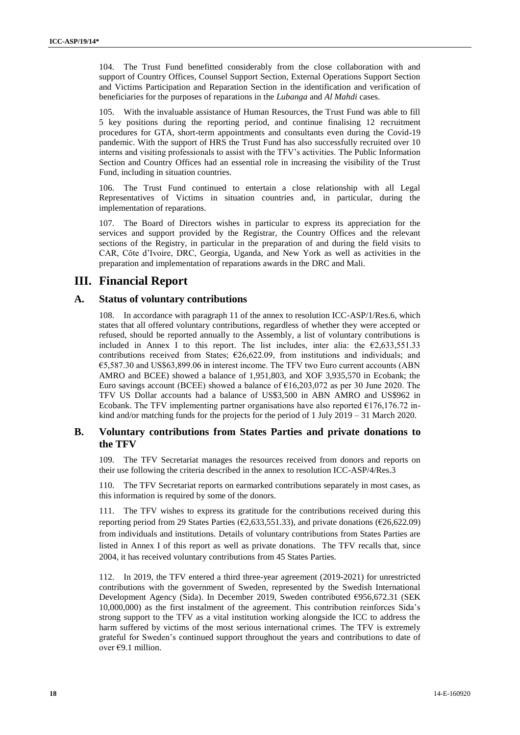104. The Trust Fund benefitted considerably from the close collaboration with and support of Country Offices, Counsel Support Section, External Operations Support Section and Victims Participation and Reparation Section in the identification and verification of beneficiaries for the purposes of reparations in the *Lubanga* and *Al Mahdi* cases.

105. With the invaluable assistance of Human Resources, the Trust Fund was able to fill 5 key positions during the reporting period, and continue finalising 12 recruitment procedures for GTA, short-term appointments and consultants even during the Covid-19 pandemic. With the support of HRS the Trust Fund has also successfully recruited over 10 interns and visiting professionals to assist with the TFV's activities. The Public Information Section and Country Offices had an essential role in increasing the visibility of the Trust Fund, including in situation countries.

106. The Trust Fund continued to entertain a close relationship with all Legal Representatives of Victims in situation countries and, in particular, during the implementation of reparations.

107. The Board of Directors wishes in particular to express its appreciation for the services and support provided by the Registrar, the Country Offices and the relevant sections of the Registry, in particular in the preparation of and during the field visits to CAR, Côte d'Ivoire, DRC, Georgia, Uganda, and New York as well as activities in the preparation and implementation of reparations awards in the DRC and Mali.

# III. Financial Report

## A. Status of voluntary contributions

108. In accordance with paragraph 11 of the annex to resolution ICC-ASP/1/Res.6, which states that all offered voluntary contributions, regardless of whether they were accepted or refused, should be reported annually to the Assembly, a list of voluntary contributions is included in Annex I to this report. The list includes, inter alia: the €2,633,551.33 contributions received from States; €26,622.09, from institutions and individuals; and €5,587.30 and US$63,899.06 in interest income. The TFV two Euro current accounts (ABN AMRO and BCEE) showed a balance of 1,951,803, and XOF 3,935,570 in Ecobank; the Euro savings account (BCEE) showed a balance of €16,203,072 as per 30 June 2020. The TFV US Dollar accounts had a balance of US$3,500 in ABN AMRO and US$962 in Ecobank. The TFV implementing partner organisations have also reported €176,176.72 in-kind and/or matching funds for the projects for the period of 1 July 2019 – 31 March 2020.

## B. Voluntary contributions from States Parties and private donations to the TFV

109. The TFV Secretariat manages the resources received from donors and reports on their use following the criteria described in the annex to resolution ICC-ASP/4/Res.3

110. The TFV Secretariat reports on earmarked contributions separately in most cases, as this information is required by some of the donors.

111. The TFV wishes to express its gratitude for the contributions received during this reporting period from 29 States Parties (€2,633,551.33), and private donations (€26,622.09) from individuals and institutions. Details of voluntary contributions from States Parties are listed in Annex I of this report as well as private donations. The TFV recalls that, since 2004, it has received voluntary contributions from 45 States Parties.

112. In 2019, the TFV entered a third three-year agreement (2019-2021) for unrestricted contributions with the government of Sweden, represented by the Swedish International Development Agency (Sida). In December 2019, Sweden contributed €956,672.31 (SEK 10,000,000) as the first instalment of the agreement. This contribution reinforces Sida's strong support to the TFV as a vital institution working alongside the ICC to address the harm suffered by victims of the most serious international crimes. The TFV is extremely grateful for Sweden's continued support throughout the years and contributions to date of over €9.1 million.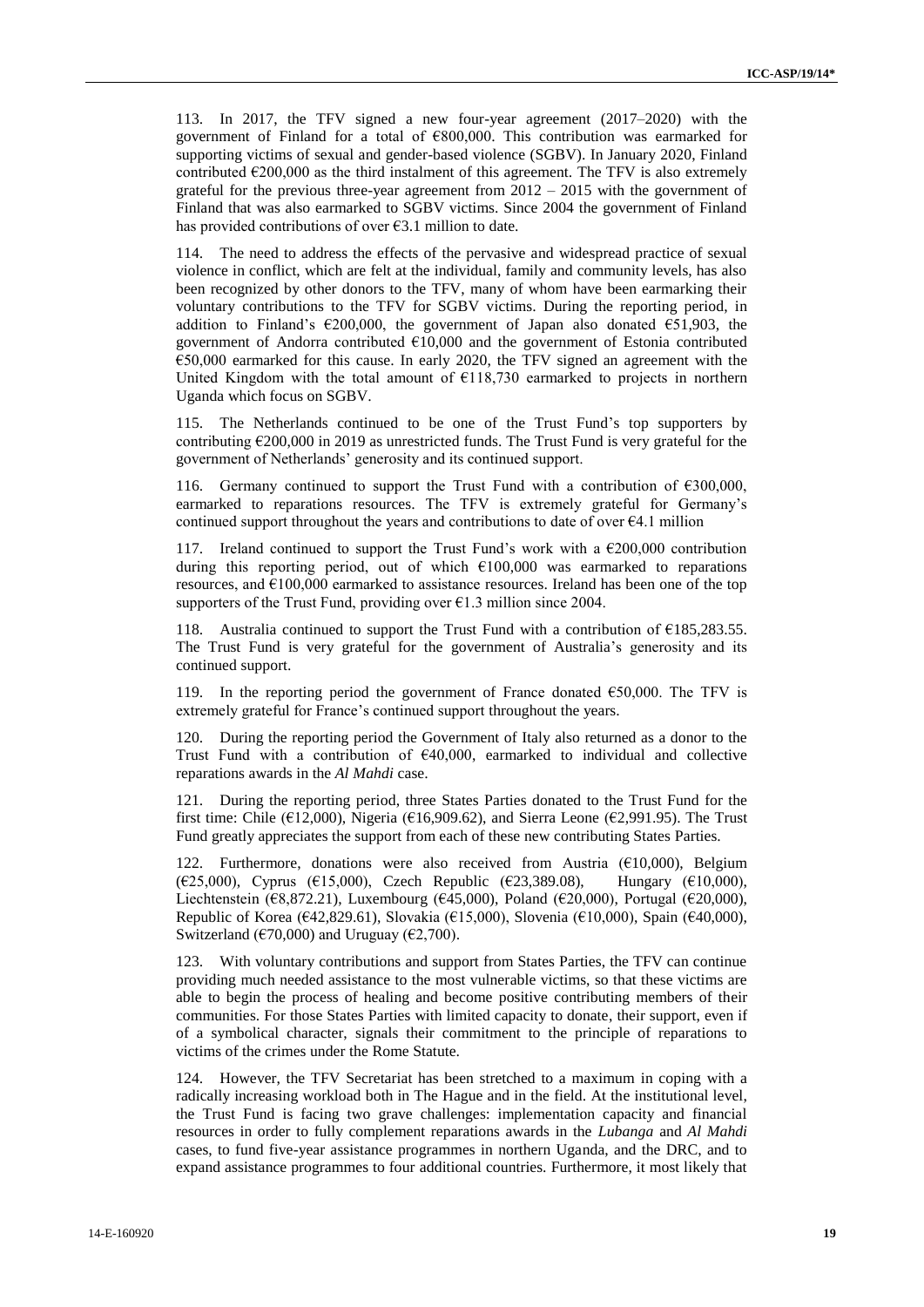113. In 2017, the TFV signed a new four-year agreement (2017–2020) with the government of Finland for a total of €800,000. This contribution was earmarked for supporting victims of sexual and gender-based violence (SGBV). In January 2020, Finland contributed €200,000 as the third instalment of this agreement. The TFV is also extremely grateful for the previous three-year agreement from 2012 – 2015 with the government of Finland that was also earmarked to SGBV victims. Since 2004 the government of Finland has provided contributions of over €3.1 million to date.

114. The need to address the effects of the pervasive and widespread practice of sexual violence in conflict, which are felt at the individual, family and community levels, has also been recognized by other donors to the TFV, many of whom have been earmarking their voluntary contributions to the TFV for SGBV victims. During the reporting period, in addition to Finland's €200,000, the government of Japan also donated €51,903, the government of Andorra contributed €10,000 and the government of Estonia contributed €50,000 earmarked for this cause. In early 2020, the TFV signed an agreement with the United Kingdom with the total amount of €118,730 earmarked to projects in northern Uganda which focus on SGBV.

115. The Netherlands continued to be one of the Trust Fund's top supporters by contributing €200,000 in 2019 as unrestricted funds. The Trust Fund is very grateful for the government of Netherlands' generosity and its continued support.

116. Germany continued to support the Trust Fund with a contribution of €300,000, earmarked to reparations resources. The TFV is extremely grateful for Germany's continued support throughout the years and contributions to date of over €4.1 million

117. Ireland continued to support the Trust Fund's work with a €200,000 contribution during this reporting period, out of which €100,000 was earmarked to reparations resources, and €100,000 earmarked to assistance resources. Ireland has been one of the top supporters of the Trust Fund, providing over €1.3 million since 2004.

118. Australia continued to support the Trust Fund with a contribution of €185,283.55. The Trust Fund is very grateful for the government of Australia's generosity and its continued support.

119. In the reporting period the government of France donated €50,000. The TFV is extremely grateful for France's continued support throughout the years.

120. During the reporting period the Government of Italy also returned as a donor to the Trust Fund with a contribution of €40,000, earmarked to individual and collective reparations awards in the *Al Mahdi* case.

121. During the reporting period, three States Parties donated to the Trust Fund for the first time: Chile (€12,000), Nigeria (€16,909.62), and Sierra Leone (€2,991.95). The Trust Fund greatly appreciates the support from each of these new contributing States Parties.

122. Furthermore, donations were also received from Austria (€10,000), Belgium (€25,000), Cyprus (€15,000), Czech Republic (€23,389.08), Hungary (€10,000), Liechtenstein (€8,872.21), Luxembourg (€45,000), Poland (€20,000), Portugal (€20,000), Republic of Korea (€42,829.61), Slovakia (€15,000), Slovenia (€10,000), Spain (€40,000), Switzerland (€70,000) and Uruguay (€2,700).

123. With voluntary contributions and support from States Parties, the TFV can continue providing much needed assistance to the most vulnerable victims, so that these victims are able to begin the process of healing and become positive contributing members of their communities. For those States Parties with limited capacity to donate, their support, even if of a symbolical character, signals their commitment to the principle of reparations to victims of the crimes under the Rome Statute.

124. However, the TFV Secretariat has been stretched to a maximum in coping with a radically increasing workload both in The Hague and in the field. At the institutional level, the Trust Fund is facing two grave challenges: implementation capacity and financial resources in order to fully complement reparations awards in the *Lubanga* and *Al Mahdi* cases, to fund five-year assistance programmes in northern Uganda, and the DRC, and to expand assistance programmes to four additional countries. Furthermore, it most likely that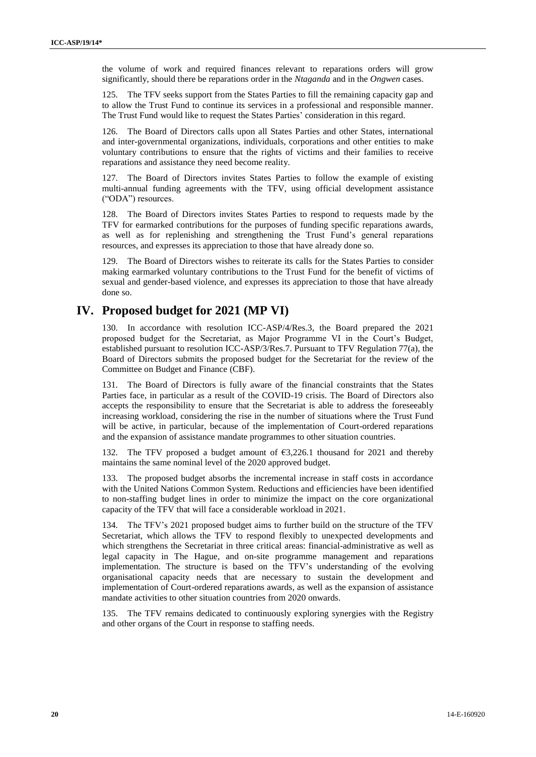the volume of work and required finances relevant to reparations orders will grow significantly, should there be reparations order in the *Ntaganda* and in the *Ongwen* cases.

125. The TFV seeks support from the States Parties to fill the remaining capacity gap and to allow the Trust Fund to continue its services in a professional and responsible manner. The Trust Fund would like to request the States Parties' consideration in this regard.

126. The Board of Directors calls upon all States Parties and other States, international and inter-governmental organizations, individuals, corporations and other entities to make voluntary contributions to ensure that the rights of victims and their families to receive reparations and assistance they need become reality.

127. The Board of Directors invites States Parties to follow the example of existing multi-annual funding agreements with the TFV, using official development assistance ("ODA") resources.

128. The Board of Directors invites States Parties to respond to requests made by the TFV for earmarked contributions for the purposes of funding specific reparations awards, as well as for replenishing and strengthening the Trust Fund's general reparations resources, and expresses its appreciation to those that have already done so.

129. The Board of Directors wishes to reiterate its calls for the States Parties to consider making earmarked voluntary contributions to the Trust Fund for the benefit of victims of sexual and gender-based violence, and expresses its appreciation to those that have already done so.

# IV. Proposed budget for 2021 (MP VI)

130. In accordance with resolution ICC-ASP/4/Res.3, the Board prepared the 2021 proposed budget for the Secretariat, as Major Programme VI in the Court's Budget, established pursuant to resolution ICC-ASP/3/Res.7. Pursuant to TFV Regulation 77(a), the Board of Directors submits the proposed budget for the Secretariat for the review of the Committee on Budget and Finance (CBF).

131. The Board of Directors is fully aware of the financial constraints that the States Parties face, in particular as a result of the COVID-19 crisis. The Board of Directors also accepts the responsibility to ensure that the Secretariat is able to address the foreseeably increasing workload, considering the rise in the number of situations where the Trust Fund will be active, in particular, because of the implementation of Court-ordered reparations and the expansion of assistance mandate programmes to other situation countries.

132. The TFV proposed a budget amount of €3,226.1 thousand for 2021 and thereby maintains the same nominal level of the 2020 approved budget.

133. The proposed budget absorbs the incremental increase in staff costs in accordance with the United Nations Common System. Reductions and efficiencies have been identified to non-staffing budget lines in order to minimize the impact on the core organizational capacity of the TFV that will face a considerable workload in 2021.

134. The TFV's 2021 proposed budget aims to further build on the structure of the TFV Secretariat, which allows the TFV to respond flexibly to unexpected developments and which strengthens the Secretariat in three critical areas: financial-administrative as well as legal capacity in The Hague, and on-site programme management and reparations implementation. The structure is based on the TFV's understanding of the evolving organisational capacity needs that are necessary to sustain the development and implementation of Court-ordered reparations awards, as well as the expansion of assistance mandate activities to other situation countries from 2020 onwards.

135. The TFV remains dedicated to continuously exploring synergies with the Registry and other organs of the Court in response to staffing needs.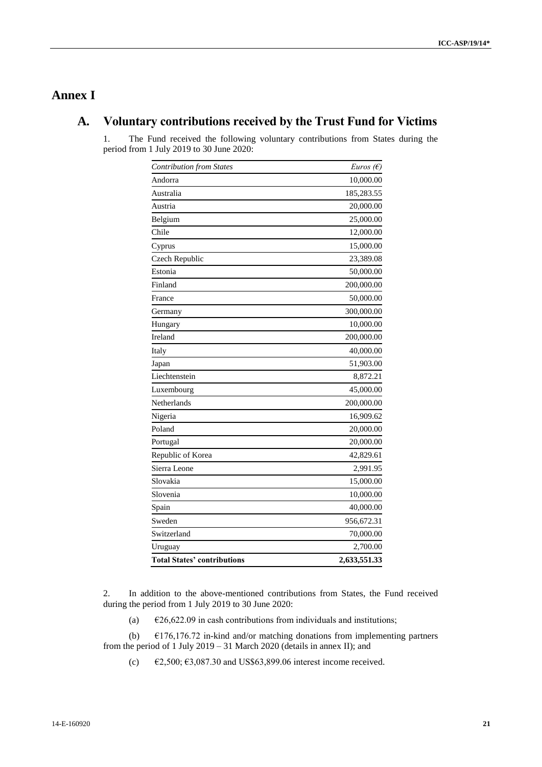# Annex I

## A. Voluntary contributions received by the Trust Fund for Victims

1. The Fund received the following voluntary contributions from States during the period from 1 July 2019 to 30 June 2020:

| *Contribution from States* | *Euros (€)* |
|---|---:|
| Andorra | 10,000.00 |
| Australia | 185,283.55 |
| Austria | 20,000.00 |
| Belgium | 25,000.00 |
| Chile | 12,000.00 |
| Cyprus | 15,000.00 |
| Czech Republic | 23,389.08 |
| Estonia | 50,000.00 |
| Finland | 200,000.00 |
| France | 50,000.00 |
| Germany | 300,000.00 |
| Hungary | 10,000.00 |
| Ireland | 200,000.00 |
| Italy | 40,000.00 |
| Japan | 51,903.00 |
| Liechtenstein | 8,872.21 |
| Luxembourg | 45,000.00 |
| Netherlands | 200,000.00 |
| Nigeria | 16,909.62 |
| Poland | 20,000.00 |
| Portugal | 20,000.00 |
| Republic of Korea | 42,829.61 |
| Sierra Leone | 2,991.95 |
| Slovakia | 15,000.00 |
| Slovenia | 10,000.00 |
| Spain | 40,000.00 |
| Sweden | 956,672.31 |
| Switzerland | 70,000.00 |
| Uruguay | 2,700.00 |
| **Total States' contributions** | **2,633,551.33** |

2. In addition to the above-mentioned contributions from States, the Fund received during the period from 1 July 2019 to 30 June 2020:

(a) €26,622.09 in cash contributions from individuals and institutions;

(b) €176,176.72 in-kind and/or matching donations from implementing partners from the period of 1 July 2019 – 31 March 2020 (details in annex II); and

(c) €2,500; €3,087.30 and US$63,899.06 interest income received.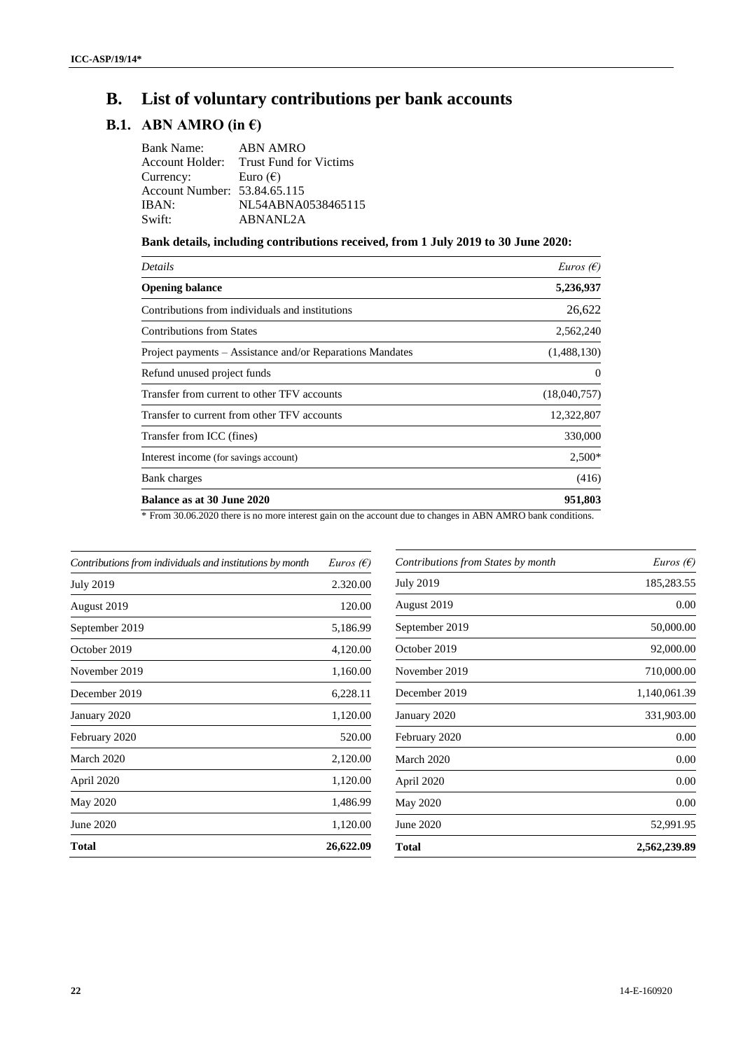# B. List of voluntary contributions per bank accounts

## B.1. ABN AMRO (in €)

Bank Name: ABN AMRO
Account Holder: Trust Fund for Victims
Currency: Euro (€)
Account Number: 53.84.65.115
IBAN: NL54ABNA0538465115
Swift: ABNANL2A

**Bank details, including contributions received, from 1 July 2019 to 30 June 2020:**

| *Details* | *Euros (€)* |
|---|---|
| **Opening balance** | **5,236,937** |
| Contributions from individuals and institutions | 26,622 |
| Contributions from States | 2,562,240 |
| Project payments – Assistance and/or Reparations Mandates | (1,488,130) |
| Refund unused project funds | 0 |
| Transfer from current to other TFV accounts | (18,040,757) |
| Transfer to current from other TFV accounts | 12,322,807 |
| Transfer from ICC (fines) | 330,000 |
| Interest income (for savings account) | 2,500* |
| Bank charges | (416) |
| **Balance as at 30 June 2020** | **951,803** |

* From 30.06.2020 there is no more interest gain on the account due to changes in ABN AMRO bank conditions.

| *Contributions from individuals and institutions by month* | *Euros (€)* |
|---|---|
| July 2019 | 2.320.00 |
| August 2019 | 120.00 |
| September 2019 | 5,186.99 |
| October 2019 | 4,120.00 |
| November 2019 | 1,160.00 |
| December 2019 | 6,228.11 |
| January 2020 | 1,120.00 |
| February 2020 | 520.00 |
| March 2020 | 2,120.00 |
| April 2020 | 1,120.00 |
| May 2020 | 1,486.99 |
| June 2020 | 1,120.00 |
| **Total** | **26,622.09** |

| *Contributions from States by month* | *Euros (€)* |
|---|---|
| July 2019 | 185,283.55 |
| August 2019 | 0.00 |
| September 2019 | 50,000.00 |
| October 2019 | 92,000.00 |
| November 2019 | 710,000.00 |
| December 2019 | 1,140,061.39 |
| January 2020 | 331,903.00 |
| February 2020 | 0.00 |
| March 2020 | 0.00 |
| April 2020 | 0.00 |
| May 2020 | 0.00 |
| June 2020 | 52,991.95 |
| **Total** | **2,562,239.89** |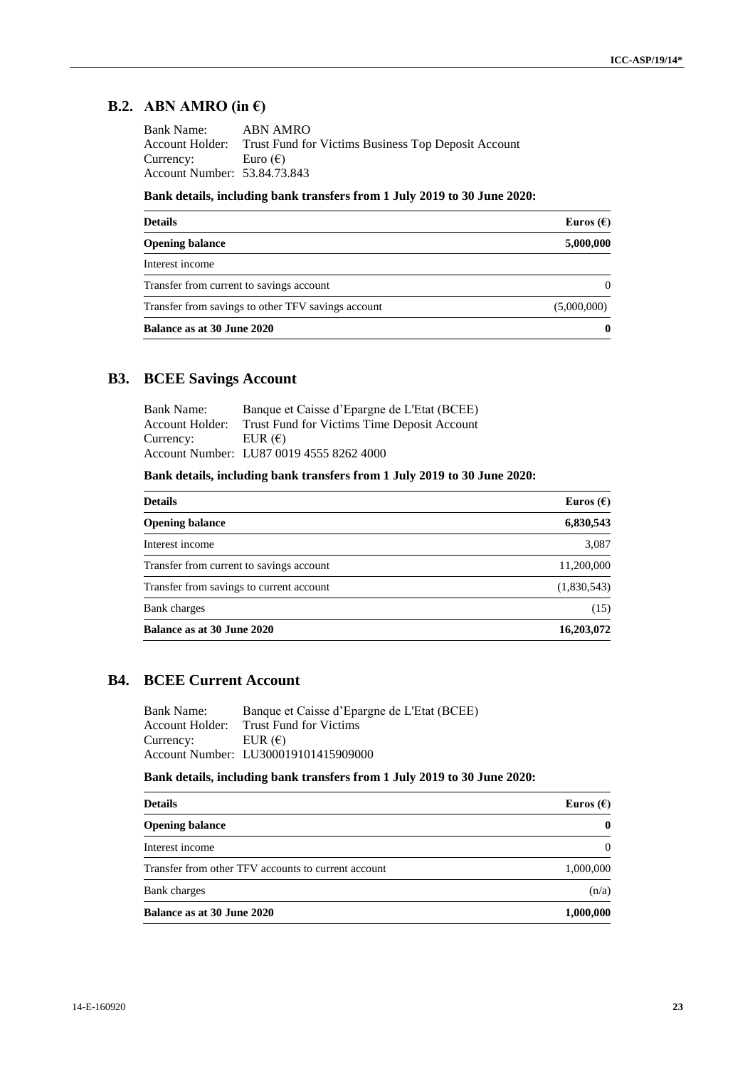## B.2. ABN AMRO (in €)

Bank Name: ABN AMRO
Account Holder: Trust Fund for Victims Business Top Deposit Account
Currency: Euro (€)
Account Number: 53.84.73.843

**Bank details, including bank transfers from 1 July 2019 to 30 June 2020:**

| Details | Euros (€) |
|---|---|
| **Opening balance** | **5,000,000** |
| Interest income | |
| Transfer from current to savings account | 0 |
| Transfer from savings to other TFV savings account | (5,000,000) |
| **Balance as at 30 June 2020** | **0** |

## B3. BCEE Savings Account

Bank Name: Banque et Caisse d'Epargne de L'Etat (BCEE)
Account Holder: Trust Fund for Victims Time Deposit Account
Currency: EUR (€)
Account Number: LU87 0019 4555 8262 4000

**Bank details, including bank transfers from 1 July 2019 to 30 June 2020:**

| Details | Euros (€) |
|---|---|
| **Opening balance** | **6,830,543** |
| Interest income | 3,087 |
| Transfer from current to savings account | 11,200,000 |
| Transfer from savings to current account | (1,830,543) |
| Bank charges | (15) |
| **Balance as at 30 June 2020** | **16,203,072** |

## B4. BCEE Current Account

Bank Name: Banque et Caisse d'Epargne de L'Etat (BCEE)
Account Holder: Trust Fund for Victims
Currency: EUR (€)
Account Number: LU300019101415909000

**Bank details, including bank transfers from 1 July 2019 to 30 June 2020:**

| Details | Euros (€) |
|---|---|
| **Opening balance** | **0** |
| Interest income | 0 |
| Transfer from other TFV accounts to current account | 1,000,000 |
| Bank charges | (n/a) |
| **Balance as at 30 June 2020** | **1,000,000** |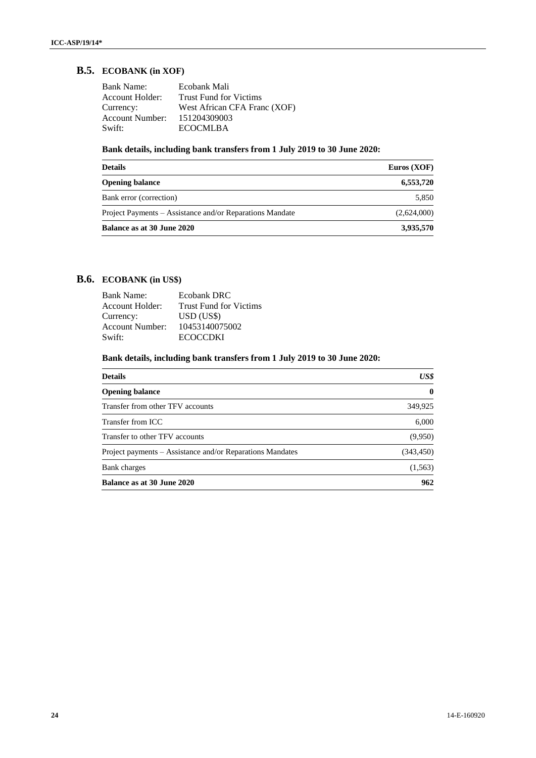## B.5. ECOBANK (in XOF)

Bank Name: Ecobank Mali
Account Holder: Trust Fund for Victims
Currency: West African CFA Franc (XOF)
Account Number: 151204309003
Swift: ECOCMLBA

**Bank details, including bank transfers from 1 July 2019 to 30 June 2020:**

| **Details** | **Euros (XOF)** |
|---|---:|
| **Opening balance** | **6,553,720** |
| Bank error (correction) | 5,850 |
| Project Payments – Assistance and/or Reparations Mandate | (2,624,000) |
| **Balance as at 30 June 2020** | **3,935,570** |

## B.6. ECOBANK (in US$)

Bank Name: Ecobank DRC
Account Holder: Trust Fund for Victims
Currency: USD (US$)
Account Number: 10453140075002
Swift: ECOCCDKI

**Bank details, including bank transfers from 1 July 2019 to 30 June 2020:**

| **Details** | ***US$*** |
|---|---:|
| **Opening balance** | **0** |
| Transfer from other TFV accounts | 349,925 |
| Transfer from ICC | 6,000 |
| Transfer to other TFV accounts | (9,950) |
| Project payments – Assistance and/or Reparations Mandates | (343,450) |
| Bank charges | (1,563) |
| **Balance as at 30 June 2020** | **962** |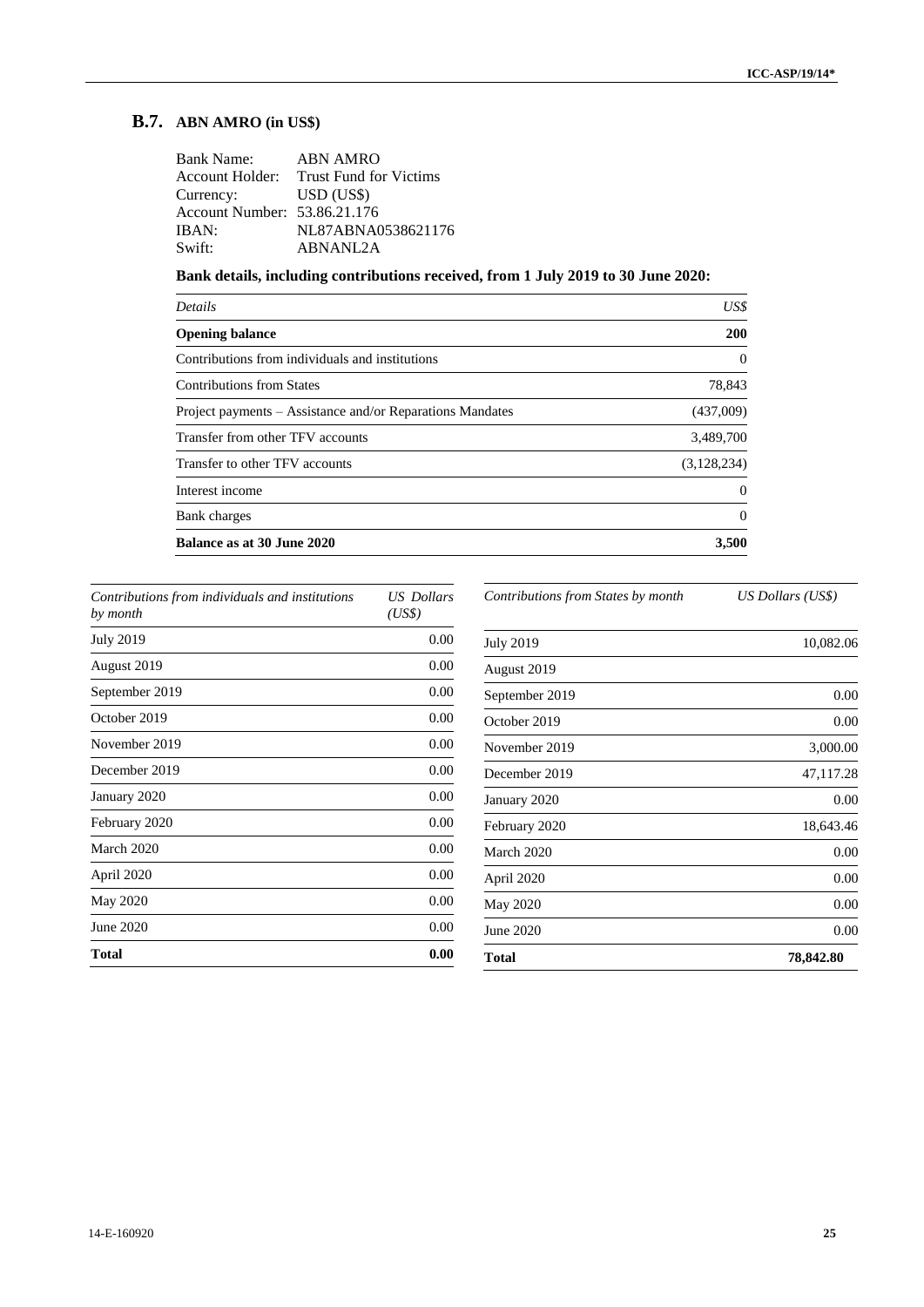## B.7. ABN AMRO (in US$)

Bank Name: ABN AMRO
Account Holder: Trust Fund for Victims
Currency: USD (US$)
Account Number: 53.86.21.176
IBAN: NL87ABNA0538621176
Swift: ABNANL2A

**Bank details, including contributions received, from 1 July 2019 to 30 June 2020:**

| *Details* | *US$* |
|---|---|
| **Opening balance** | **200** |
| Contributions from individuals and institutions | 0 |
| Contributions from States | 78,843 |
| Project payments – Assistance and/or Reparations Mandates | (437,009) |
| Transfer from other TFV accounts | 3,489,700 |
| Transfer to other TFV accounts | (3,128,234) |
| Interest income | 0 |
| Bank charges | 0 |
| **Balance as at 30 June 2020** | **3,500** |

| *Contributions from individuals and institutions by month* | *US Dollars (US$)* |
|---|---|
| July 2019 | 0.00 |
| August 2019 | 0.00 |
| September 2019 | 0.00 |
| October 2019 | 0.00 |
| November 2019 | 0.00 |
| December 2019 | 0.00 |
| January 2020 | 0.00 |
| February 2020 | 0.00 |
| March 2020 | 0.00 |
| April 2020 | 0.00 |
| May 2020 | 0.00 |
| June 2020 | 0.00 |
| **Total** | **0.00** |

| *Contributions from States by month* | *US Dollars (US$)* |
|---|---|
| July 2019 | 10,082.06 |
| August 2019 | |
| September 2019 | 0.00 |
| October 2019 | 0.00 |
| November 2019 | 3,000.00 |
| December 2019 | 47,117.28 |
| January 2020 | 0.00 |
| February 2020 | 18,643.46 |
| March 2020 | 0.00 |
| April 2020 | 0.00 |
| May 2020 | 0.00 |
| June 2020 | 0.00 |
| **Total** | **78,842.80** |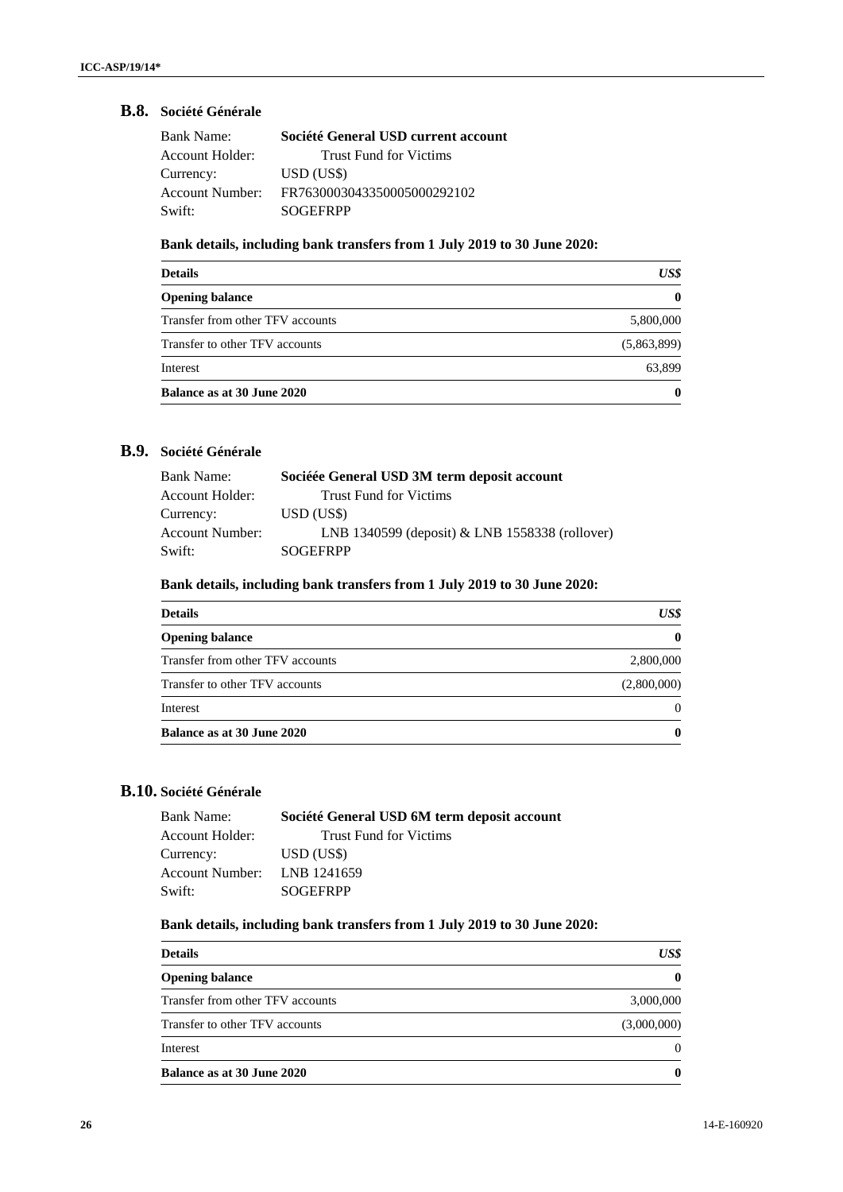## B.8. Société Générale

| | |
|---|---|
| Bank Name: | **Société General USD current account** |
| Account Holder: | Trust Fund for Victims |
| Currency: | USD (US$) |
| Account Number: | FR7630003043350005000292102 |
| Swift: | SOGEFRPP |

**Bank details, including bank transfers from 1 July 2019 to 30 June 2020:**

| **Details** | ***US$*** |
|---|---:|
| **Opening balance** | **0** |
| Transfer from other TFV accounts | 5,800,000 |
| Transfer to other TFV accounts | (5,863,899) |
| Interest | 63,899 |
| **Balance as at 30 June 2020** | **0** |

## B.9. Société Générale

| | |
|---|---|
| Bank Name: | **Sociéée General USD 3M term deposit account** |
| Account Holder: | Trust Fund for Victims |
| Currency: | USD (US$) |
| Account Number: | LNB 1340599 (deposit) & LNB 1558338 (rollover) |
| Swift: | SOGEFRPP |

**Bank details, including bank transfers from 1 July 2019 to 30 June 2020:**

| **Details** | ***US$*** |
|---|---:|
| **Opening balance** | **0** |
| Transfer from other TFV accounts | 2,800,000 |
| Transfer to other TFV accounts | (2,800,000) |
| Interest | 0 |
| **Balance as at 30 June 2020** | **0** |

## B.10. Société Générale

| | |
|---|---|
| Bank Name: | **Société General USD 6M term deposit account** |
| Account Holder: | Trust Fund for Victims |
| Currency: | USD (US$) |
| Account Number: | LNB 1241659 |
| Swift: | SOGEFRPP |

**Bank details, including bank transfers from 1 July 2019 to 30 June 2020:**

| **Details** | ***US$*** |
|---|---:|
| **Opening balance** | **0** |
| Transfer from other TFV accounts | 3,000,000 |
| Transfer to other TFV accounts | (3,000,000) |
| Interest | 0 |
| **Balance as at 30 June 2020** | **0** |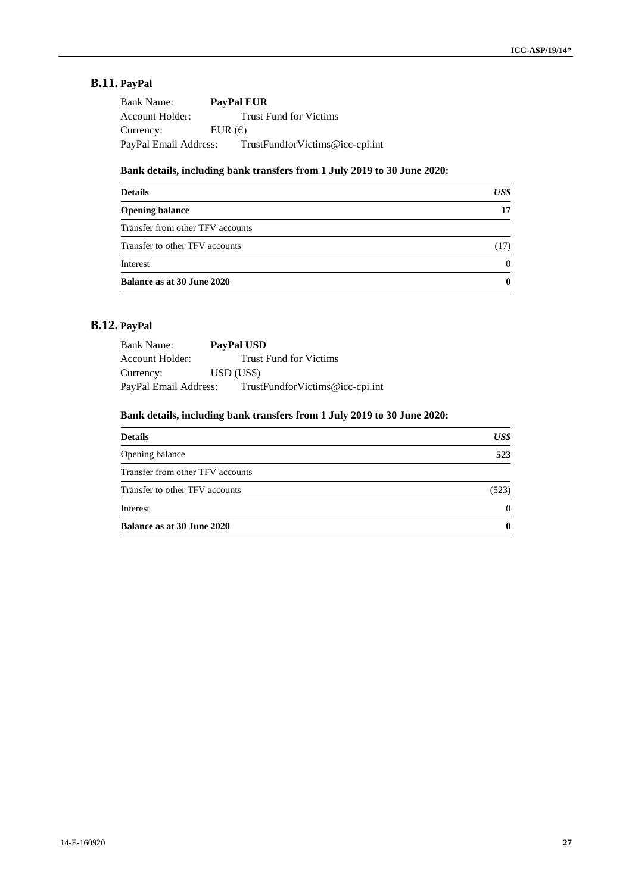## B.11. PayPal

Bank Name: **PayPal EUR**
Account Holder: Trust Fund for Victims
Currency: EUR (€)
PayPal Email Address: TrustFundforVictims@icc-cpi.int

**Bank details, including bank transfers from 1 July 2019 to 30 June 2020:**

| **Details** | ***US$*** |
| --- | --- |
| **Opening balance** | **17** |
| Transfer from other TFV accounts | |
| Transfer to other TFV accounts | (17) |
| Interest | 0 |
| **Balance as at 30 June 2020** | **0** |

## B.12. PayPal

Bank Name: **PayPal USD**
Account Holder: Trust Fund for Victims
Currency: USD (US$)
PayPal Email Address: TrustFundforVictims@icc-cpi.int

**Bank details, including bank transfers from 1 July 2019 to 30 June 2020:**

| **Details** | ***US$*** |
| --- | --- |
| Opening balance | **523** |
| Transfer from other TFV accounts | |
| Transfer to other TFV accounts | (523) |
| Interest | 0 |
| **Balance as at 30 June 2020** | **0** |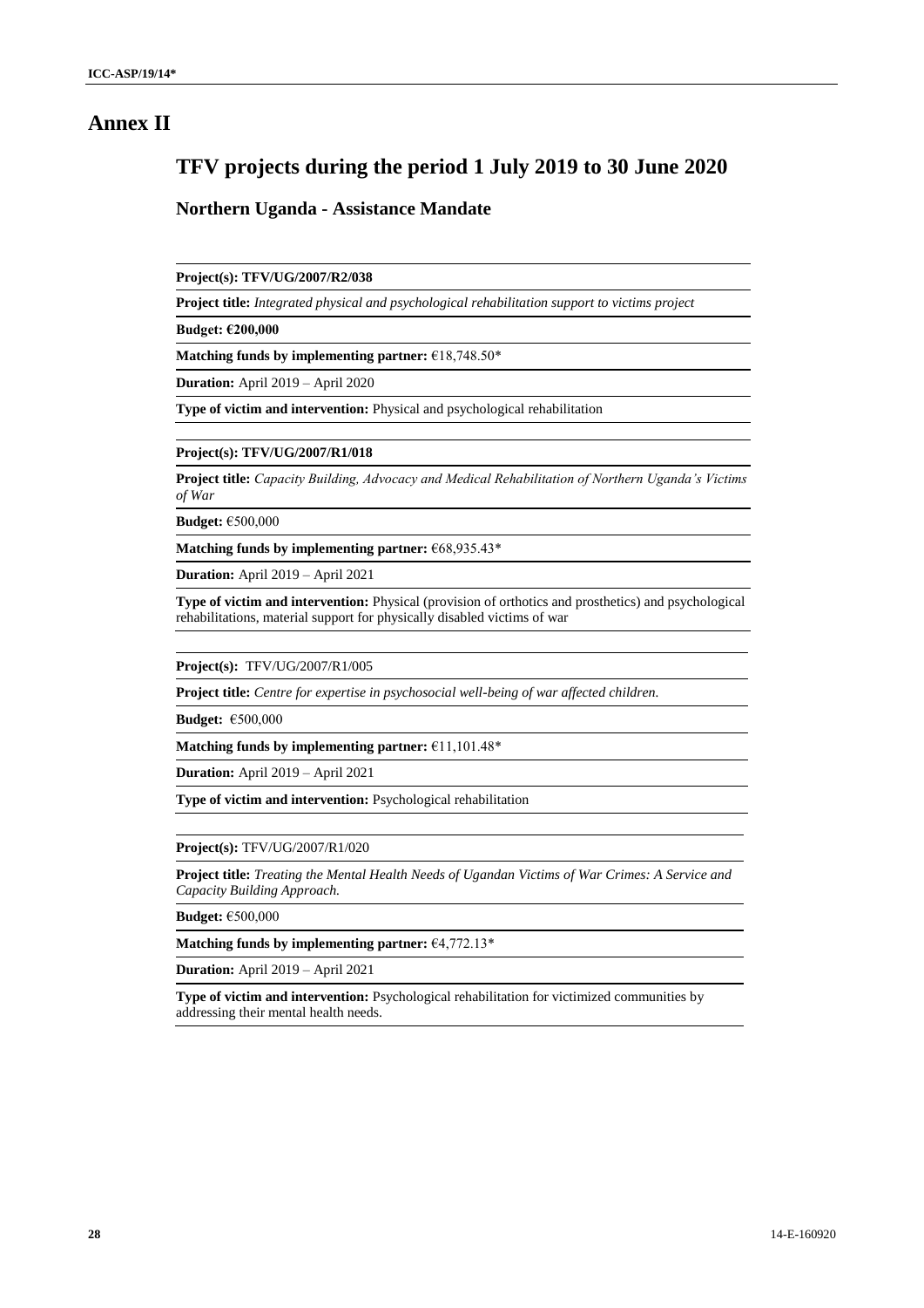# Annex II

## TFV projects during the period 1 July 2019 to 30 June 2020

### Northern Uganda - Assistance Mandate

**Project(s): TFV/UG/2007/R2/038**

**Project title:** *Integrated physical and psychological rehabilitation support to victims project*

**Budget: €200,000**

**Matching funds by implementing partner:** €18,748.50*

**Duration:** April 2019 – April 2020

**Type of victim and intervention:** Physical and psychological rehabilitation

**Project(s): TFV/UG/2007/R1/018**

**Project title:** *Capacity Building, Advocacy and Medical Rehabilitation of Northern Uganda's Victims of War*

**Budget:** €500,000

**Matching funds by implementing partner:** €68,935.43*

**Duration:** April 2019 – April 2021

**Type of victim and intervention:** Physical (provision of orthotics and prosthetics) and psychological rehabilitations, material support for physically disabled victims of war

**Project(s):** TFV/UG/2007/R1/005

**Project title:** *Centre for expertise in psychosocial well-being of war affected children.*

**Budget:** €500,000

**Matching funds by implementing partner:** €11,101.48*

**Duration:** April 2019 – April 2021

**Type of victim and intervention:** Psychological rehabilitation

**Project(s):** TFV/UG/2007/R1/020

**Project title:** *Treating the Mental Health Needs of Ugandan Victims of War Crimes: A Service and Capacity Building Approach.*

**Budget:** €500,000

**Matching funds by implementing partner:** €4,772.13*

**Duration:** April 2019 – April 2021

**Type of victim and intervention:** Psychological rehabilitation for victimized communities by addressing their mental health needs.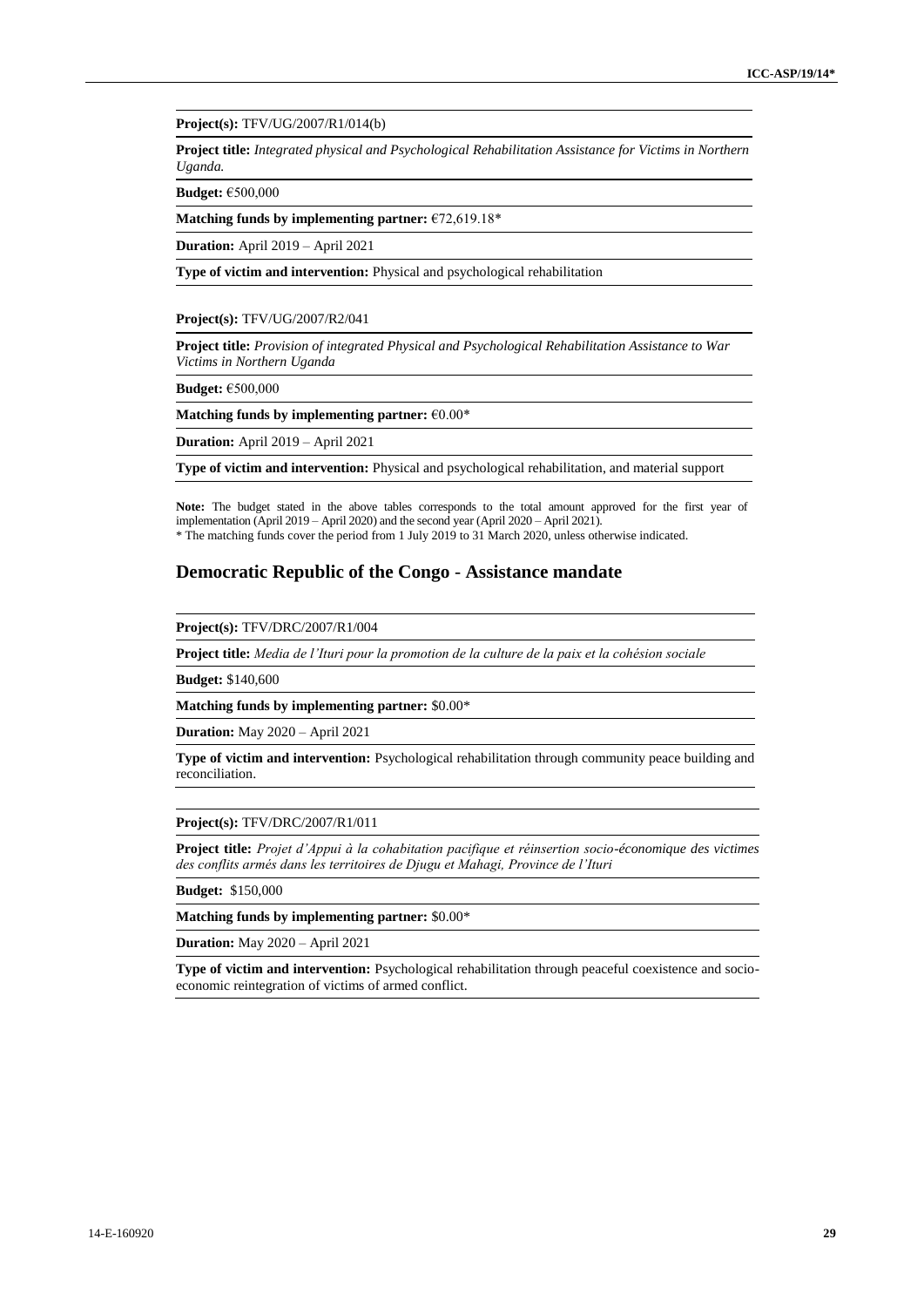**Project(s):** TFV/UG/2007/R1/014(b)

**Project title:** *Integrated physical and Psychological Rehabilitation Assistance for Victims in Northern Uganda.*

**Budget:** €500,000

**Matching funds by implementing partner:** €72,619.18*

**Duration:** April 2019 – April 2021

**Type of victim and intervention:** Physical and psychological rehabilitation

**Project(s):** TFV/UG/2007/R2/041

**Project title:** *Provision of integrated Physical and Psychological Rehabilitation Assistance to War Victims in Northern Uganda*

**Budget:** €500,000

**Matching funds by implementing partner:** €0.00*

**Duration:** April 2019 – April 2021

**Type of victim and intervention:** Physical and psychological rehabilitation, and material support

**Note:** The budget stated in the above tables corresponds to the total amount approved for the first year of implementation (April 2019 – April 2020) and the second year (April 2020 – April 2021).
* The matching funds cover the period from 1 July 2019 to 31 March 2020, unless otherwise indicated.

## Democratic Republic of the Congo - Assistance mandate

**Project(s):** TFV/DRC/2007/R1/004

**Project title:** *Media de l'Ituri pour la promotion de la culture de la paix et la cohésion sociale*

**Budget:** $140,600

**Matching funds by implementing partner:** $0.00*

**Duration:** May 2020 – April 2021

**Type of victim and intervention:** Psychological rehabilitation through community peace building and reconciliation.

**Project(s):** TFV/DRC/2007/R1/011

**Project title:** *Projet d'Appui à la cohabitation pacifique et réinsertion socio-économique des victimes des conflits armés dans les territoires de Djugu et Mahagi, Province de l'Ituri*

**Budget:** $150,000

**Matching funds by implementing partner:** $0.00*

**Duration:** May 2020 – April 2021

**Type of victim and intervention:** Psychological rehabilitation through peaceful coexistence and socio-economic reintegration of victims of armed conflict.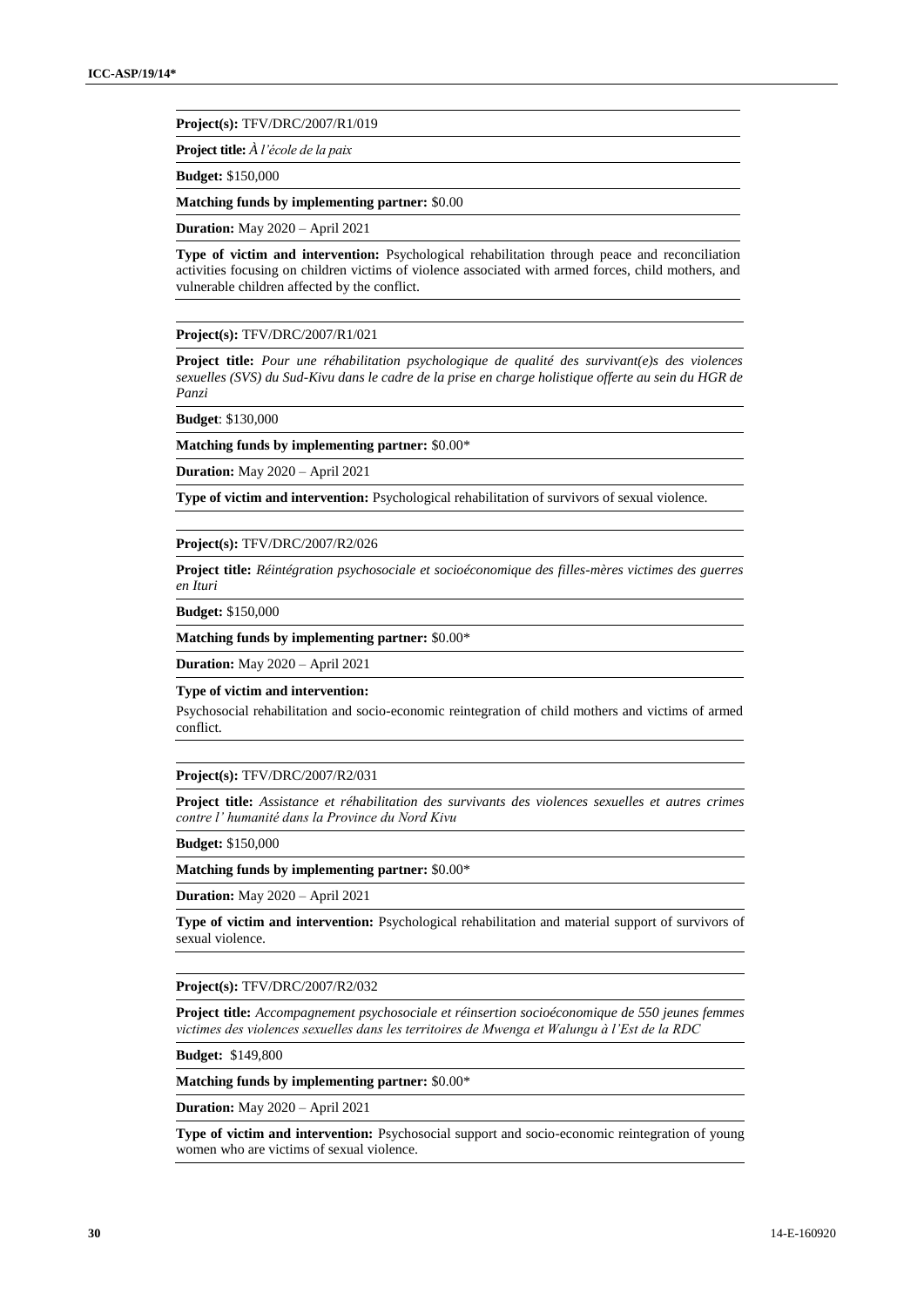**Project(s):** TFV/DRC/2007/R1/019

**Project title:** *À l'école de la paix*

**Budget:** $150,000

**Matching funds by implementing partner:** $0.00

**Duration:** May 2020 – April 2021

**Type of victim and intervention:** Psychological rehabilitation through peace and reconciliation activities focusing on children victims of violence associated with armed forces, child mothers, and vulnerable children affected by the conflict.

**Project(s):** TFV/DRC/2007/R1/021

**Project title:** *Pour une réhabilitation psychologique de qualité des survivant(e)s des violences sexuelles (SVS) du Sud-Kivu dans le cadre de la prise en charge holistique offerte au sein du HGR de Panzi*

**Budget**: $130,000

**Matching funds by implementing partner:** $0.00*

**Duration:** May 2020 – April 2021

**Type of victim and intervention:** Psychological rehabilitation of survivors of sexual violence.

**Project(s):** TFV/DRC/2007/R2/026

**Project title:** *Réintégration psychosociale et socioéconomique des filles-mères victimes des guerres en Ituri*

**Budget:** $150,000

**Matching funds by implementing partner:** $0.00*

**Duration:** May 2020 – April 2021

**Type of victim and intervention:**

Psychosocial rehabilitation and socio-economic reintegration of child mothers and victims of armed conflict.

**Project(s):** TFV/DRC/2007/R2/031

**Project title:** *Assistance et réhabilitation des survivants des violences sexuelles et autres crimes contre l' humanité dans la Province du Nord Kivu*

**Budget:** $150,000

**Matching funds by implementing partner:** $0.00*

**Duration:** May 2020 – April 2021

**Type of victim and intervention:** Psychological rehabilitation and material support of survivors of sexual violence.

**Project(s):** TFV/DRC/2007/R2/032

**Project title:** *Accompagnement psychosociale et réinsertion socioéconomique de 550 jeunes femmes victimes des violences sexuelles dans les territoires de Mwenga et Walungu à l'Est de la RDC*

**Budget:** $149,800

**Matching funds by implementing partner:** $0.00*

**Duration:** May 2020 – April 2021

**Type of victim and intervention:** Psychosocial support and socio-economic reintegration of young women who are victims of sexual violence.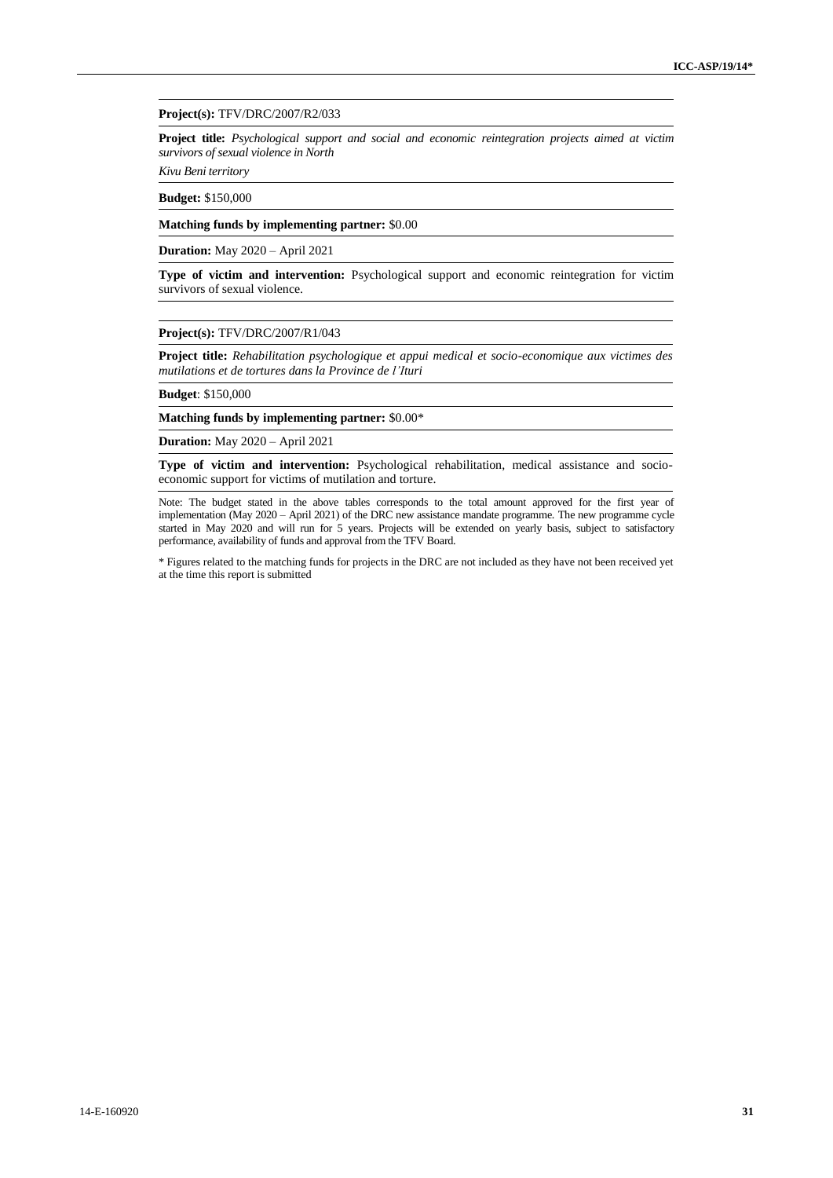**Project(s):** TFV/DRC/2007/R2/033

**Project title:** *Psychological support and social and economic reintegration projects aimed at victim survivors of sexual violence in North*

*Kivu Beni territory*

**Budget:** $150,000

**Matching funds by implementing partner:** $0.00

**Duration:** May 2020 – April 2021

**Type of victim and intervention:** Psychological support and economic reintegration for victim survivors of sexual violence.

**Project(s):** TFV/DRC/2007/R1/043

**Project title:** *Rehabilitation psychologique et appui medical et socio-economique aux victimes des mutilations et de tortures dans la Province de l'Ituri*

**Budget**: $150,000

**Matching funds by implementing partner:** $0.00*

**Duration:** May 2020 – April 2021

**Type of victim and intervention:** Psychological rehabilitation, medical assistance and socio-economic support for victims of mutilation and torture.

Note: The budget stated in the above tables corresponds to the total amount approved for the first year of implementation (May 2020 – April 2021) of the DRC new assistance mandate programme. The new programme cycle started in May 2020 and will run for 5 years. Projects will be extended on yearly basis, subject to satisfactory performance, availability of funds and approval from the TFV Board.

\* Figures related to the matching funds for projects in the DRC are not included as they have not been received yet at the time this report is submitted